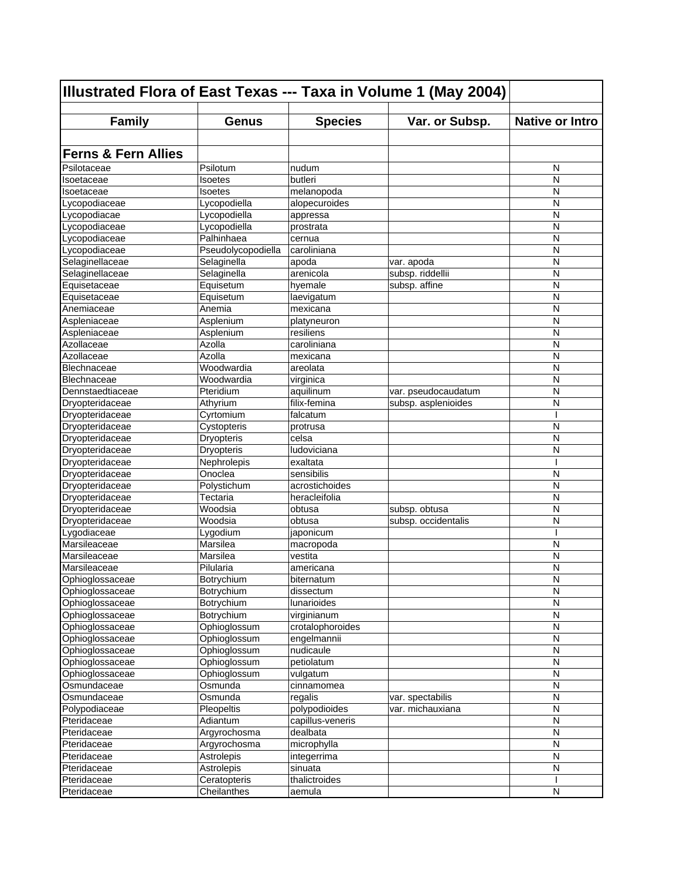# Illustrated Flora of East Texas --- Taxa in Volume 1 (May 2004)

| Family | Genus | Species | Var. or Subsp. | Native or Intro |
|---|---|---|---|---|
| **Ferns & Fern Allies** | | | | |
| Psilotaceae | Psilotum | nudum | | N |
| Isoetaceae | Isoetes | butleri | | N |
| Isoetaceae | Isoetes | melanopoda | | N |
| Lycopodiaceae | Lycopodiella | alopecuroides | | N |
| Lycopodiacae | Lycopodiella | appressa | | N |
| Lycopodiaceae | Lycopodiella | prostrata | | N |
| Lycopodiaceae | Palhinhaea | cernua | | N |
| Lycopodiaceae | Pseudolycopodiella | caroliniana | | N |
| Selaginellaceae | Selaginella | apoda | var. apoda | N |
| Selaginellaceae | Selaginella | arenicola | subsp. riddellii | N |
| Equisetaceae | Equisetum | hyemale | subsp. affine | N |
| Equisetaceae | Equisetum | laevigatum | | N |
| Anemiaceae | Anemia | mexicana | | N |
| Aspleniaceae | Asplenium | platyneuron | | N |
| Aspleniaceae | Asplenium | resiliens | | N |
| Azollaceae | Azolla | caroliniana | | N |
| Azollaceae | Azolla | mexicana | | N |
| Blechnaceae | Woodwardia | areolata | | N |
| Blechnaceae | Woodwardia | virginica | | N |
| Dennstaedtiaceae | Pteridium | aquilinum | var. pseudocaudatum | N |
| Dryopteridaceae | Athyrium | filix-femina | subsp. asplenioides | N |
| Dryopteridaceae | Cyrtomium | falcatum | | I |
| Dryopteridaceae | Cystopteris | protrusa | | N |
| Dryopteridaceae | Dryopteris | celsa | | N |
| Dryopteridaceae | Dryopteris | ludoviciana | | N |
| Dryopteridaceae | Nephrolepis | exaltata | | I |
| Dryopteridaceae | Onoclea | sensibilis | | N |
| Dryopteridaceae | Polystichum | acrostichoides | | N |
| Dryopteridaceae | Tectaria | heracleifolia | | N |
| Dryopteridaceae | Woodsia | obtusa | subsp. obtusa | N |
| Dryopteridaceae | Woodsia | obtusa | subsp. occidentalis | N |
| Lygodiaceae | Lygodium | japonicum | | I |
| Marsileaceae | Marsilea | macropoda | | N |
| Marsileaceae | Marsilea | vestita | | N |
| Marsileaceae | Pilularia | americana | | N |
| Ophioglossaceae | Botrychium | biternatum | | N |
| Ophioglossaceae | Botrychium | dissectum | | N |
| Ophioglossaceae | Botrychium | lunarioides | | N |
| Ophioglossaceae | Botrychium | virginianum | | N |
| Ophioglossaceae | Ophioglossum | crotalophoroides | | N |
| Ophioglossaceae | Ophioglossum | engelmannii | | N |
| Ophioglossaceae | Ophioglossum | nudicaule | | N |
| Ophioglossaceae | Ophioglossum | petiolatum | | N |
| Ophioglossaceae | Ophioglossum | vulgatum | | N |
| Osmundaceae | Osmunda | cinnamomea | | N |
| Osmundaceae | Osmunda | regalis | var. spectabilis | N |
| Polypodiaceae | Pleopeltis | polypodioides | var. michauxiana | N |
| Pteridaceae | Adiantum | capillus-veneris | | N |
| Pteridaceae | Argyrochosma | dealbata | | N |
| Pteridaceae | Argyrochosma | microphylla | | N |
| Pteridaceae | Astrolepis | integerrima | | N |
| Pteridaceae | Astrolepis | sinuata | | N |
| Pteridaceae | Ceratopteris | thalictroides | | I |
| Pteridaceae | Cheilanthes | aemula | | N |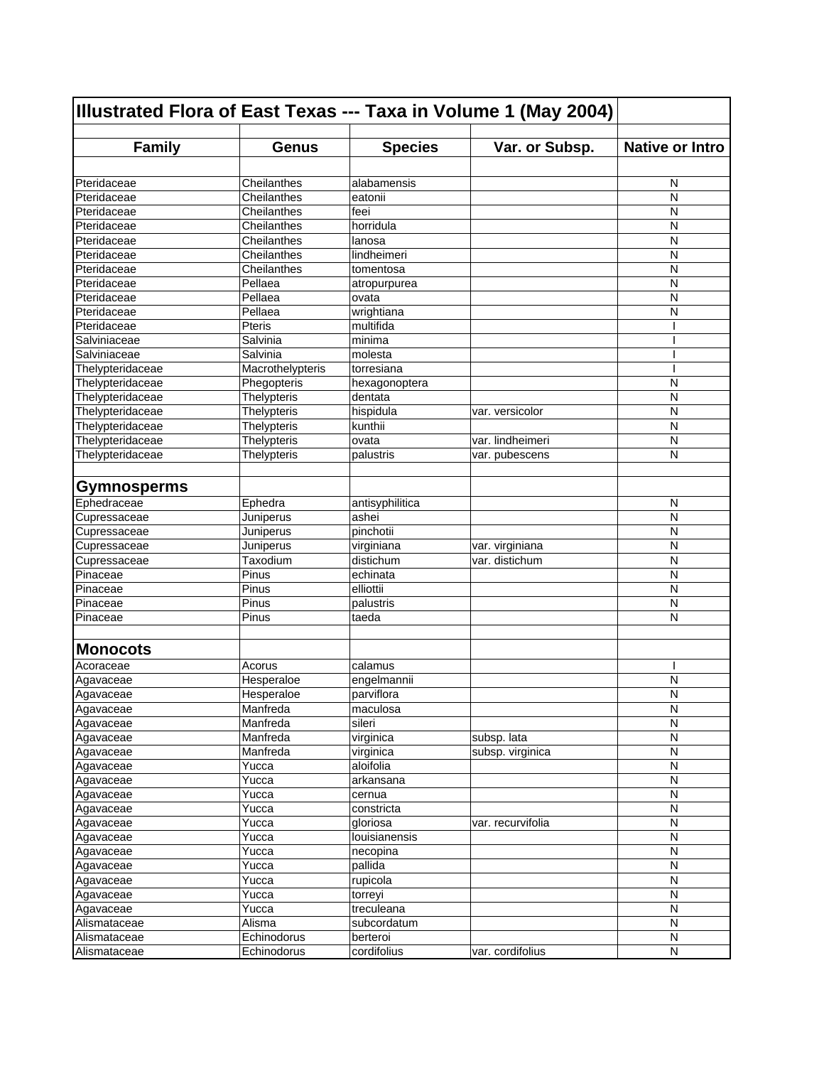# Illustrated Flora of East Texas --- Taxa in Volume 1 (May 2004)

| Family | Genus | Species | Var. or Subsp. | Native or Intro |
|---|---|---|---|---|
| Pteridaceae | Cheilanthes | alabamensis | | N |
| Pteridaceae | Cheilanthes | eatonii | | N |
| Pteridaceae | Cheilanthes | feei | | N |
| Pteridaceae | Cheilanthes | horridula | | N |
| Pteridaceae | Cheilanthes | lanosa | | N |
| Pteridaceae | Cheilanthes | lindheimeri | | N |
| Pteridaceae | Cheilanthes | tomentosa | | N |
| Pteridaceae | Pellaea | atropurpurea | | N |
| Pteridaceae | Pellaea | ovata | | N |
| Pteridaceae | Pellaea | wrightiana | | N |
| Pteridaceae | Pteris | multifida | | I |
| Salviniaceae | Salvinia | minima | | I |
| Salviniaceae | Salvinia | molesta | | I |
| Thelypteridaceae | Macrothelypteris | torresiana | | I |
| Thelypteridaceae | Phegopteris | hexagonoptera | | N |
| Thelypteridaceae | Thelypteris | dentata | | N |
| Thelypteridaceae | Thelypteris | hispidula | var. versicolor | N |
| Thelypteridaceae | Thelypteris | kunthii | | N |
| Thelypteridaceae | Thelypteris | ovata | var. lindheimeri | N |
| Thelypteridaceae | Thelypteris | palustris | var. pubescens | N |
| | | | | |
| **Gymnosperms** | | | | |
| Ephedraceae | Ephedra | antisyphilitica | | N |
| Cupressaceae | Juniperus | ashei | | N |
| Cupressaceae | Juniperus | pinchotii | | N |
| Cupressaceae | Juniperus | virginiana | var. virginiana | N |
| Cupressaceae | Taxodium | distichum | var. distichum | N |
| Pinaceae | Pinus | echinata | | N |
| Pinaceae | Pinus | elliottii | | N |
| Pinaceae | Pinus | palustris | | N |
| Pinaceae | Pinus | taeda | | N |
| | | | | |
| **Monocots** | | | | |
| Acoraceae | Acorus | calamus | | I |
| Agavaceae | Hesperaloe | engelmannii | | N |
| Agavaceae | Hesperaloe | parviflora | | N |
| Agavaceae | Manfreda | maculosa | | N |
| Agavaceae | Manfreda | sileri | | N |
| Agavaceae | Manfreda | virginica | subsp. lata | N |
| Agavaceae | Manfreda | virginica | subsp. virginica | N |
| Agavaceae | Yucca | aloifolia | | N |
| Agavaceae | Yucca | arkansana | | N |
| Agavaceae | Yucca | cernua | | N |
| Agavaceae | Yucca | constricta | | N |
| Agavaceae | Yucca | gloriosa | var. recurvifolia | N |
| Agavaceae | Yucca | louisianensis | | N |
| Agavaceae | Yucca | necopina | | N |
| Agavaceae | Yucca | pallida | | N |
| Agavaceae | Yucca | rupicola | | N |
| Agavaceae | Yucca | torreyi | | N |
| Agavaceae | Yucca | treculeana | | N |
| Alismataceae | Alisma | subcordatum | | N |
| Alismataceae | Echinodorus | berteroi | | N |
| Alismataceae | Echinodorus | cordifolius | var. cordifolius | N |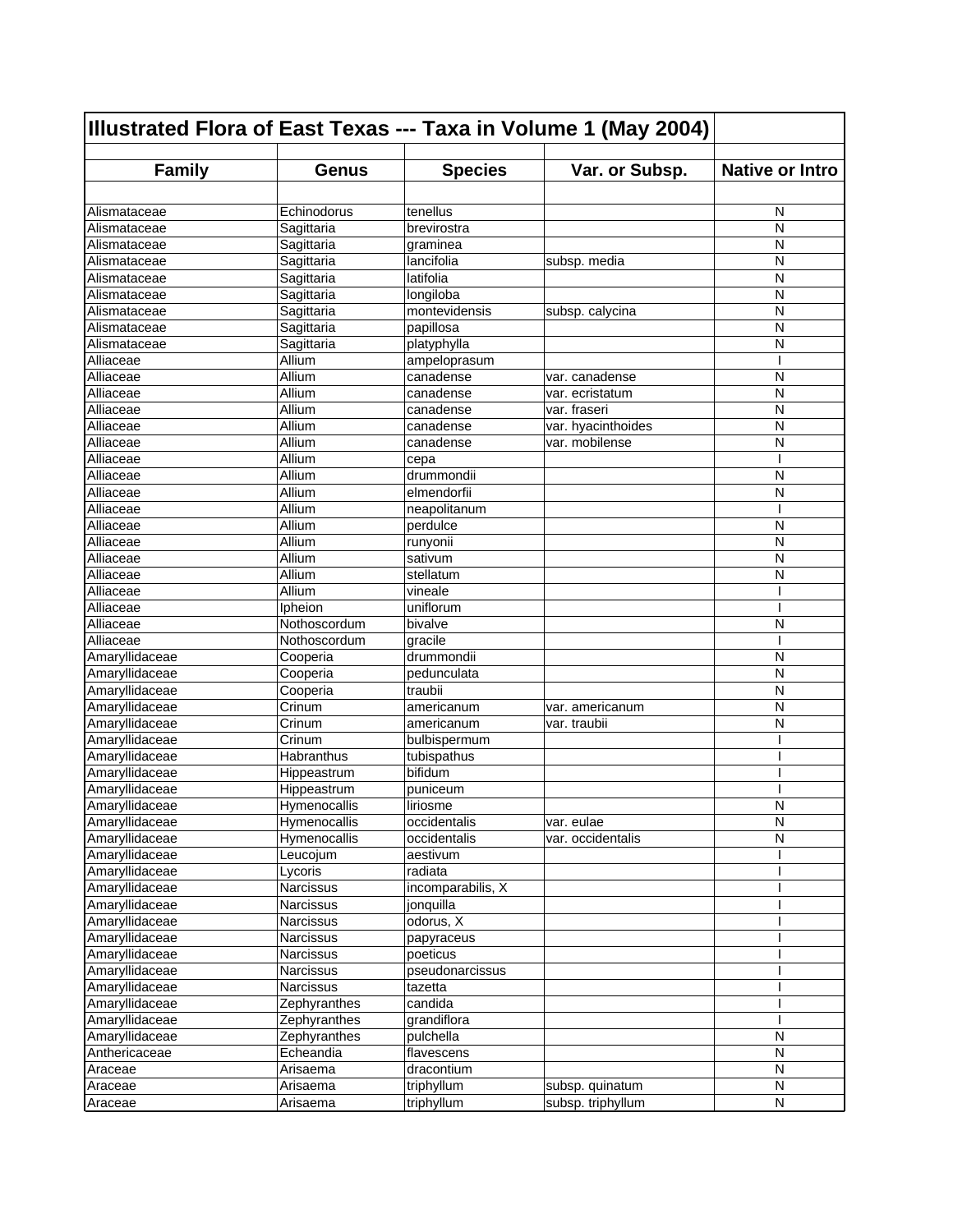# Illustrated Flora of East Texas --- Taxa in Volume 1 (May 2004)

| Family | Genus | Species | Var. or Subsp. | Native or Intro |
|---|---|---|---|---|
| Alismataceae | Echinodorus | tenellus | | N |
| Alismataceae | Sagittaria | brevirostra | | N |
| Alismataceae | Sagittaria | graminea | | N |
| Alismataceae | Sagittaria | lancifolia | subsp. media | N |
| Alismataceae | Sagittaria | latifolia | | N |
| Alismataceae | Sagittaria | longiloba | | N |
| Alismataceae | Sagittaria | montevidensis | subsp. calycina | N |
| Alismataceae | Sagittaria | papillosa | | N |
| Alismataceae | Sagittaria | platyphylla | | N |
| Alliaceae | Allium | ampeloprasum | | I |
| Alliaceae | Allium | canadense | var. canadense | N |
| Alliaceae | Allium | canadense | var. ecristatum | N |
| Alliaceae | Allium | canadense | var. fraseri | N |
| Alliaceae | Allium | canadense | var. hyacinthoides | N |
| Alliaceae | Allium | canadense | var. mobilense | N |
| Alliaceae | Allium | cepa | | I |
| Alliaceae | Allium | drummondii | | N |
| Alliaceae | Allium | elmendorfii | | N |
| Alliaceae | Allium | neapolitanum | | I |
| Alliaceae | Allium | perdulce | | N |
| Alliaceae | Allium | runyonii | | N |
| Alliaceae | Allium | sativum | | N |
| Alliaceae | Allium | stellatum | | N |
| Alliaceae | Allium | vineale | | I |
| Alliaceae | Ipheion | uniflorum | | I |
| Alliaceae | Nothoscordum | bivalve | | N |
| Alliaceae | Nothoscordum | gracile | | I |
| Amaryllidaceae | Cooperia | drummondii | | N |
| Amaryllidaceae | Cooperia | pedunculata | | N |
| Amaryllidaceae | Cooperia | traubii | | N |
| Amaryllidaceae | Crinum | americanum | var. americanum | N |
| Amaryllidaceae | Crinum | americanum | var. traubii | N |
| Amaryllidaceae | Crinum | bulbispermum | | I |
| Amaryllidaceae | Habranthus | tubispathus | | I |
| Amaryllidaceae | Hippeastrum | bifidum | | I |
| Amaryllidaceae | Hippeastrum | puniceum | | I |
| Amaryllidaceae | Hymenocallis | liriosme | | N |
| Amaryllidaceae | Hymenocallis | occidentalis | var. eulae | N |
| Amaryllidaceae | Hymenocallis | occidentalis | var. occidentalis | N |
| Amaryllidaceae | Leucojum | aestivum | | I |
| Amaryllidaceae | Lycoris | radiata | | I |
| Amaryllidaceae | Narcissus | incomparabilis, X | | I |
| Amaryllidaceae | Narcissus | jonquilla | | I |
| Amaryllidaceae | Narcissus | odorus, X | | I |
| Amaryllidaceae | Narcissus | papyraceus | | I |
| Amaryllidaceae | Narcissus | poeticus | | I |
| Amaryllidaceae | Narcissus | pseudonarcissus | | I |
| Amaryllidaceae | Narcissus | tazetta | | I |
| Amaryllidaceae | Zephyranthes | candida | | I |
| Amaryllidaceae | Zephyranthes | grandiflora | | I |
| Amaryllidaceae | Zephyranthes | pulchella | | N |
| Anthericaceae | Echeandia | flavescens | | N |
| Araceae | Arisaema | dracontium | | N |
| Araceae | Arisaema | triphyllum | subsp. quinatum | N |
| Araceae | Arisaema | triphyllum | subsp. triphyllum | N |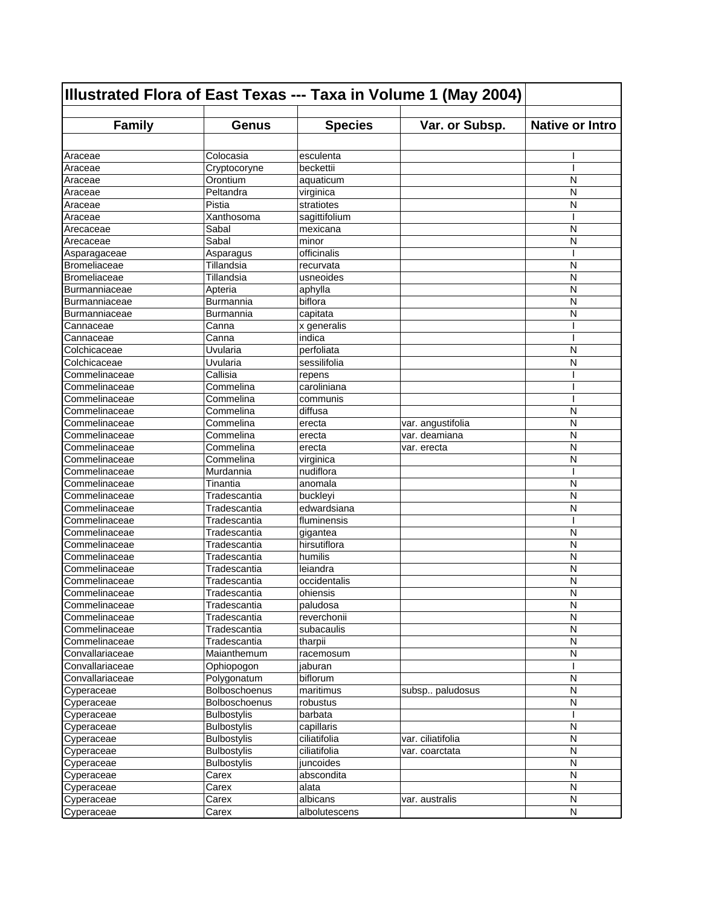| Illustrated Flora of East Texas --- Taxa in Volume 1 (May 2004) | | | | |
|---|---|---|---|---|
| **Family** | **Genus** | **Species** | **Var. or Subsp.** | **Native or Intro** |
| | | | | |
| Araceae | Colocasia | esculenta | | I |
| Araceae | Cryptocoryne | beckettii | | I |
| Araceae | Orontium | aquaticum | | N |
| Araceae | Peltandra | virginica | | N |
| Araceae | Pistia | stratiotes | | N |
| Araceae | Xanthosoma | sagittifolium | | I |
| Arecaceae | Sabal | mexicana | | N |
| Arecaceae | Sabal | minor | | N |
| Asparagaceae | Asparagus | officinalis | | I |
| Bromeliaceae | Tillandsia | recurvata | | N |
| Bromeliaceae | Tillandsia | usneoides | | N |
| Burmanniaceae | Apteria | aphylla | | N |
| Burmanniaceae | Burmannia | biflora | | N |
| Burmanniaceae | Burmannia | capitata | | N |
| Cannaceae | Canna | x generalis | | I |
| Cannaceae | Canna | indica | | I |
| Colchicaceae | Uvularia | perfoliata | | N |
| Colchicaceae | Uvularia | sessilifolia | | N |
| Commelinaceae | Callisia | repens | | I |
| Commelinaceae | Commelina | caroliniana | | I |
| Commelinaceae | Commelina | communis | | I |
| Commelinaceae | Commelina | diffusa | | N |
| Commelinaceae | Commelina | erecta | var. angustifolia | N |
| Commelinaceae | Commelina | erecta | var. deamiana | N |
| Commelinaceae | Commelina | erecta | var. erecta | N |
| Commelinaceae | Commelina | virginica | | N |
| Commelinaceae | Murdannia | nudiflora | | I |
| Commelinaceae | Tinantia | anomala | | N |
| Commelinaceae | Tradescantia | buckleyi | | N |
| Commelinaceae | Tradescantia | edwardsiana | | N |
| Commelinaceae | Tradescantia | fluminensis | | I |
| Commelinaceae | Tradescantia | gigantea | | N |
| Commelinaceae | Tradescantia | hirsutiflora | | N |
| Commelinaceae | Tradescantia | humilis | | N |
| Commelinaceae | Tradescantia | leiandra | | N |
| Commelinaceae | Tradescantia | occidentalis | | N |
| Commelinaceae | Tradescantia | ohiensis | | N |
| Commelinaceae | Tradescantia | paludosa | | N |
| Commelinaceae | Tradescantia | reverchonii | | N |
| Commelinaceae | Tradescantia | subacaulis | | N |
| Commelinaceae | Tradescantia | tharpii | | N |
| Convallariaceae | Maianthemum | racemosum | | N |
| Convallariaceae | Ophiopogon | jaburan | | I |
| Convallariaceae | Polygonatum | biflorum | | N |
| Cyperaceae | Bolboschoenus | maritimus | subsp.. paludosus | N |
| Cyperaceae | Bolboschoenus | robustus | | N |
| Cyperaceae | Bulbostylis | barbata | | I |
| Cyperaceae | Bulbostylis | capillaris | | N |
| Cyperaceae | Bulbostylis | ciliatifolia | var. ciliatifolia | N |
| Cyperaceae | Bulbostylis | ciliatifolia | var. coarctata | N |
| Cyperaceae | Bulbostylis | juncoides | | N |
| Cyperaceae | Carex | abscondita | | N |
| Cyperaceae | Carex | alata | | N |
| Cyperaceae | Carex | albicans | var. australis | N |
| Cyperaceae | Carex | albolutescens | | N |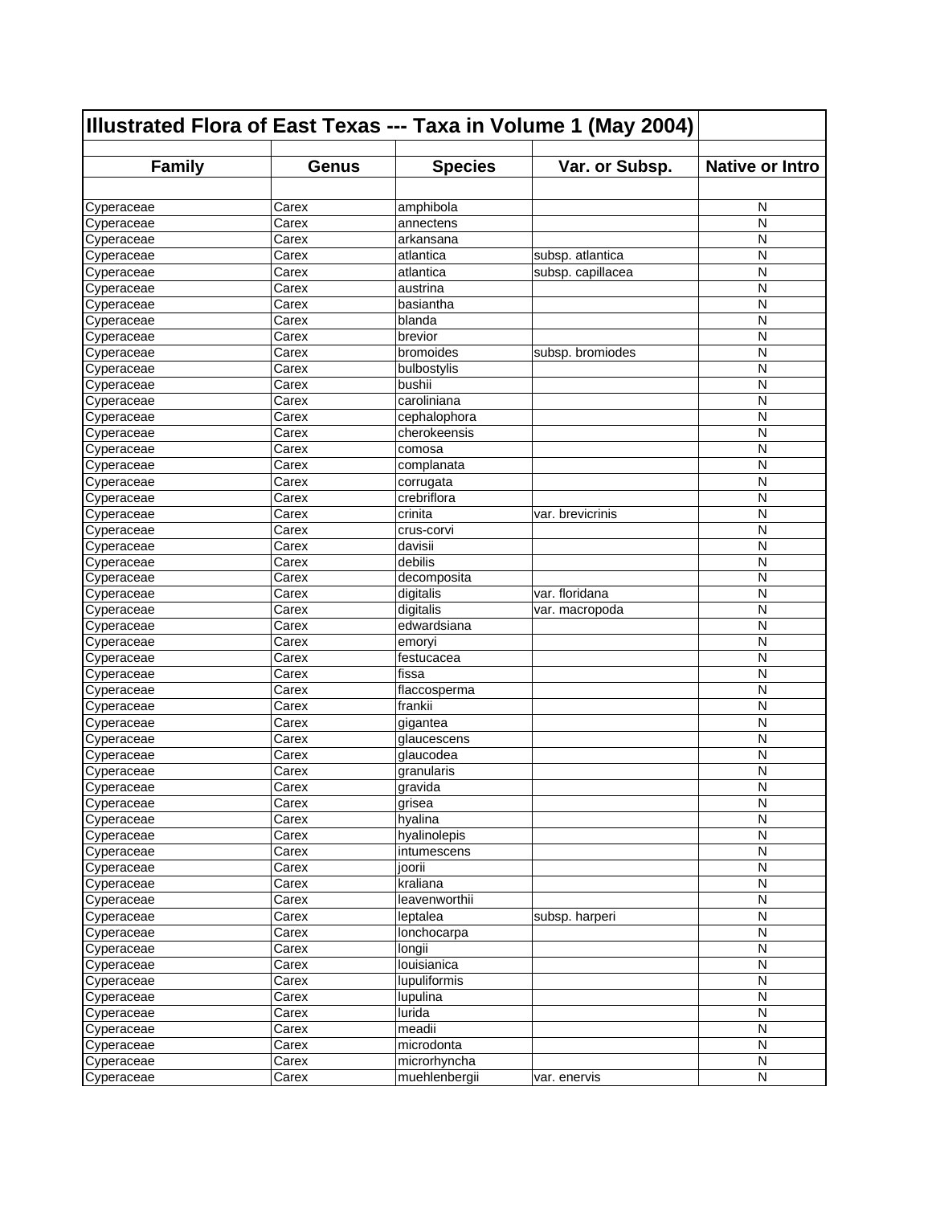| Illustrated Flora of East Texas --- Taxa in Volume 1 (May 2004) | | | | |
|---|---|---|---|---|
| **Family** | **Genus** | **Species** | **Var. or Subsp.** | **Native or Intro** |
| | | | | |
| Cyperaceae | Carex | amphibola | | N |
| Cyperaceae | Carex | annectens | | N |
| Cyperaceae | Carex | arkansana | | N |
| Cyperaceae | Carex | atlantica | subsp. atlantica | N |
| Cyperaceae | Carex | atlantica | subsp. capillacea | N |
| Cyperaceae | Carex | austrina | | N |
| Cyperaceae | Carex | basiantha | | N |
| Cyperaceae | Carex | blanda | | N |
| Cyperaceae | Carex | brevior | | N |
| Cyperaceae | Carex | bromoides | subsp. bromiodes | N |
| Cyperaceae | Carex | bulbostylis | | N |
| Cyperaceae | Carex | bushii | | N |
| Cyperaceae | Carex | caroliniana | | N |
| Cyperaceae | Carex | cephalophora | | N |
| Cyperaceae | Carex | cherokeensis | | N |
| Cyperaceae | Carex | comosa | | N |
| Cyperaceae | Carex | complanata | | N |
| Cyperaceae | Carex | corrugata | | N |
| Cyperaceae | Carex | crebriflora | | N |
| Cyperaceae | Carex | crinita | var. brevicrinis | N |
| Cyperaceae | Carex | crus-corvi | | N |
| Cyperaceae | Carex | davisii | | N |
| Cyperaceae | Carex | debilis | | N |
| Cyperaceae | Carex | decomposita | | N |
| Cyperaceae | Carex | digitalis | var. floridana | N |
| Cyperaceae | Carex | digitalis | var. macropoda | N |
| Cyperaceae | Carex | edwardsiana | | N |
| Cyperaceae | Carex | emoryi | | N |
| Cyperaceae | Carex | festucacea | | N |
| Cyperaceae | Carex | fissa | | N |
| Cyperaceae | Carex | flaccosperma | | N |
| Cyperaceae | Carex | frankii | | N |
| Cyperaceae | Carex | gigantea | | N |
| Cyperaceae | Carex | glaucescens | | N |
| Cyperaceae | Carex | glaucodea | | N |
| Cyperaceae | Carex | granularis | | N |
| Cyperaceae | Carex | gravida | | N |
| Cyperaceae | Carex | grisea | | N |
| Cyperaceae | Carex | hyalina | | N |
| Cyperaceae | Carex | hyalinolepis | | N |
| Cyperaceae | Carex | intumescens | | N |
| Cyperaceae | Carex | joorii | | N |
| Cyperaceae | Carex | kraliana | | N |
| Cyperaceae | Carex | leavenworthii | | N |
| Cyperaceae | Carex | leptalea | subsp. harperi | N |
| Cyperaceae | Carex | lonchocarpa | | N |
| Cyperaceae | Carex | longii | | N |
| Cyperaceae | Carex | louisianica | | N |
| Cyperaceae | Carex | lupuliformis | | N |
| Cyperaceae | Carex | lupulina | | N |
| Cyperaceae | Carex | lurida | | N |
| Cyperaceae | Carex | meadii | | N |
| Cyperaceae | Carex | microdonta | | N |
| Cyperaceae | Carex | microrhyncha | | N |
| Cyperaceae | Carex | muehlenbergii | var. enervis | N |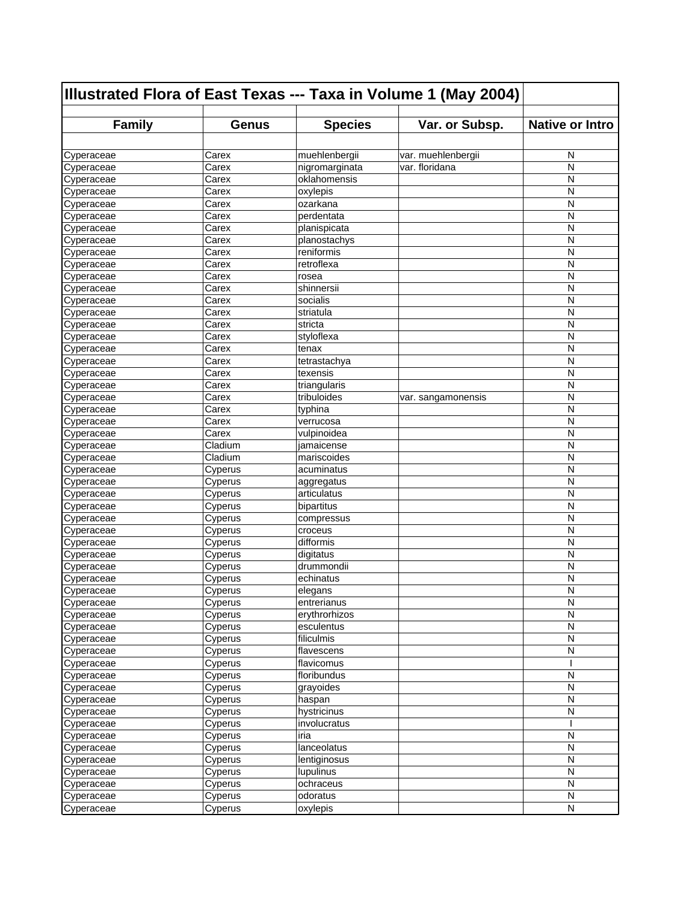| Illustrated Flora of East Texas --- Taxa in Volume 1 (May 2004) | | | | |
|---|---|---|---|---|
| **Family** | **Genus** | **Species** | **Var. or Subsp.** | **Native or Intro** |
| Cyperaceae | Carex | muehlenbergii | var. muehlenbergii | N |
| Cyperaceae | Carex | nigromarginata | var. floridana | N |
| Cyperaceae | Carex | oklahomensis | | N |
| Cyperaceae | Carex | oxylepis | | N |
| Cyperaceae | Carex | ozarkana | | N |
| Cyperaceae | Carex | perdentata | | N |
| Cyperaceae | Carex | planispicata | | N |
| Cyperaceae | Carex | planostachys | | N |
| Cyperaceae | Carex | reniformis | | N |
| Cyperaceae | Carex | retroflexa | | N |
| Cyperaceae | Carex | rosea | | N |
| Cyperaceae | Carex | shinnersii | | N |
| Cyperaceae | Carex | socialis | | N |
| Cyperaceae | Carex | striatula | | N |
| Cyperaceae | Carex | stricta | | N |
| Cyperaceae | Carex | styloflexa | | N |
| Cyperaceae | Carex | tenax | | N |
| Cyperaceae | Carex | tetrastachya | | N |
| Cyperaceae | Carex | texensis | | N |
| Cyperaceae | Carex | triangularis | | N |
| Cyperaceae | Carex | tribuloides | var. sangamonensis | N |
| Cyperaceae | Carex | typhina | | N |
| Cyperaceae | Carex | verrucosa | | N |
| Cyperaceae | Carex | vulpinoidea | | N |
| Cyperaceae | Cladium | jamaicense | | N |
| Cyperaceae | Cladium | mariscoides | | N |
| Cyperaceae | Cyperus | acuminatus | | N |
| Cyperaceae | Cyperus | aggregatus | | N |
| Cyperaceae | Cyperus | articulatus | | N |
| Cyperaceae | Cyperus | bipartitus | | N |
| Cyperaceae | Cyperus | compressus | | N |
| Cyperaceae | Cyperus | croceus | | N |
| Cyperaceae | Cyperus | difformis | | N |
| Cyperaceae | Cyperus | digitatus | | N |
| Cyperaceae | Cyperus | drummondii | | N |
| Cyperaceae | Cyperus | echinatus | | N |
| Cyperaceae | Cyperus | elegans | | N |
| Cyperaceae | Cyperus | entrerianus | | N |
| Cyperaceae | Cyperus | erythrorhizos | | N |
| Cyperaceae | Cyperus | esculentus | | N |
| Cyperaceae | Cyperus | filiculmis | | N |
| Cyperaceae | Cyperus | flavescens | | N |
| Cyperaceae | Cyperus | flavicomus | | I |
| Cyperaceae | Cyperus | floribundus | | N |
| Cyperaceae | Cyperus | grayoides | | N |
| Cyperaceae | Cyperus | haspan | | N |
| Cyperaceae | Cyperus | hystricinus | | N |
| Cyperaceae | Cyperus | involucratus | | I |
| Cyperaceae | Cyperus | iria | | N |
| Cyperaceae | Cyperus | lanceolatus | | N |
| Cyperaceae | Cyperus | lentiginosus | | N |
| Cyperaceae | Cyperus | lupulinus | | N |
| Cyperaceae | Cyperus | ochraceus | | N |
| Cyperaceae | Cyperus | odoratus | | N |
| Cyperaceae | Cyperus | oxylepis | | N |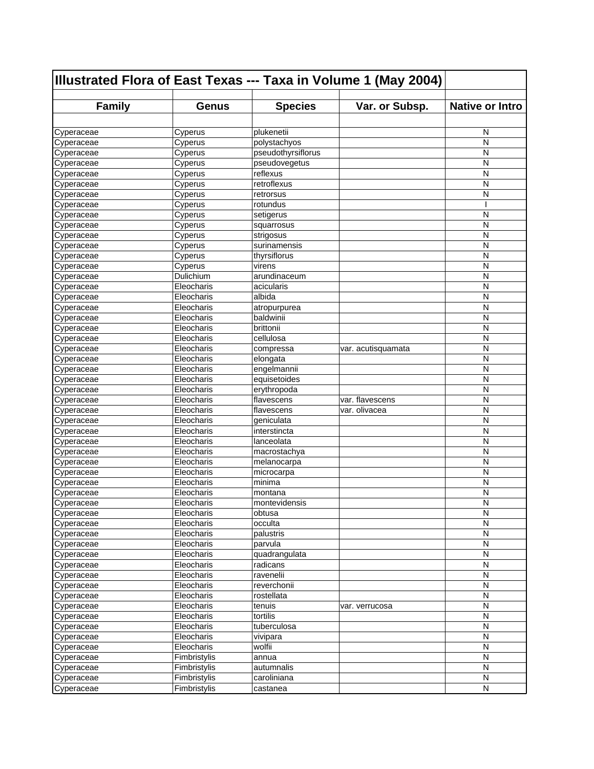# Illustrated Flora of East Texas --- Taxa in Volume 1 (May 2004)

| Family | Genus | Species | Var. or Subsp. | Native or Intro |
|---|---|---|---|---|
| Cyperaceae | Cyperus | plukenetii | | N |
| Cyperaceae | Cyperus | polystachyos | | N |
| Cyperaceae | Cyperus | pseudothyrsiflorus | | N |
| Cyperaceae | Cyperus | pseudovegetus | | N |
| Cyperaceae | Cyperus | reflexus | | N |
| Cyperaceae | Cyperus | retroflexus | | N |
| Cyperaceae | Cyperus | retrorsus | | N |
| Cyperaceae | Cyperus | rotundus | | I |
| Cyperaceae | Cyperus | setigerus | | N |
| Cyperaceae | Cyperus | squarrosus | | N |
| Cyperaceae | Cyperus | strigosus | | N |
| Cyperaceae | Cyperus | surinamensis | | N |
| Cyperaceae | Cyperus | thyrsiflorus | | N |
| Cyperaceae | Cyperus | virens | | N |
| Cyperaceae | Dulichium | arundinaceum | | N |
| Cyperaceae | Eleocharis | acicularis | | N |
| Cyperaceae | Eleocharis | albida | | N |
| Cyperaceae | Eleocharis | atropurpurea | | N |
| Cyperaceae | Eleocharis | baldwinii | | N |
| Cyperaceae | Eleocharis | brittonii | | N |
| Cyperaceae | Eleocharis | cellulosa | | N |
| Cyperaceae | Eleocharis | compressa | var. acutisquamata | N |
| Cyperaceae | Eleocharis | elongata | | N |
| Cyperaceae | Eleocharis | engelmannii | | N |
| Cyperaceae | Eleocharis | equisetoides | | N |
| Cyperaceae | Eleocharis | erythropoda | | N |
| Cyperaceae | Eleocharis | flavescens | var. flavescens | N |
| Cyperaceae | Eleocharis | flavescens | var. olivacea | N |
| Cyperaceae | Eleocharis | geniculata | | N |
| Cyperaceae | Eleocharis | interstincta | | N |
| Cyperaceae | Eleocharis | lanceolata | | N |
| Cyperaceae | Eleocharis | macrostachya | | N |
| Cyperaceae | Eleocharis | melanocarpa | | N |
| Cyperaceae | Eleocharis | microcarpa | | N |
| Cyperaceae | Eleocharis | minima | | N |
| Cyperaceae | Eleocharis | montana | | N |
| Cyperaceae | Eleocharis | montevidensis | | N |
| Cyperaceae | Eleocharis | obtusa | | N |
| Cyperaceae | Eleocharis | occulta | | N |
| Cyperaceae | Eleocharis | palustris | | N |
| Cyperaceae | Eleocharis | parvula | | N |
| Cyperaceae | Eleocharis | quadrangulata | | N |
| Cyperaceae | Eleocharis | radicans | | N |
| Cyperaceae | Eleocharis | ravenelii | | N |
| Cyperaceae | Eleocharis | reverchonii | | N |
| Cyperaceae | Eleocharis | rostellata | | N |
| Cyperaceae | Eleocharis | tenuis | var. verrucosa | N |
| Cyperaceae | Eleocharis | tortilis | | N |
| Cyperaceae | Eleocharis | tuberculosa | | N |
| Cyperaceae | Eleocharis | vivipara | | N |
| Cyperaceae | Eleocharis | wolfii | | N |
| Cyperaceae | Fimbristylis | annua | | N |
| Cyperaceae | Fimbristylis | autumnalis | | N |
| Cyperaceae | Fimbristylis | caroliniana | | N |
| Cyperaceae | Fimbristylis | castanea | | N |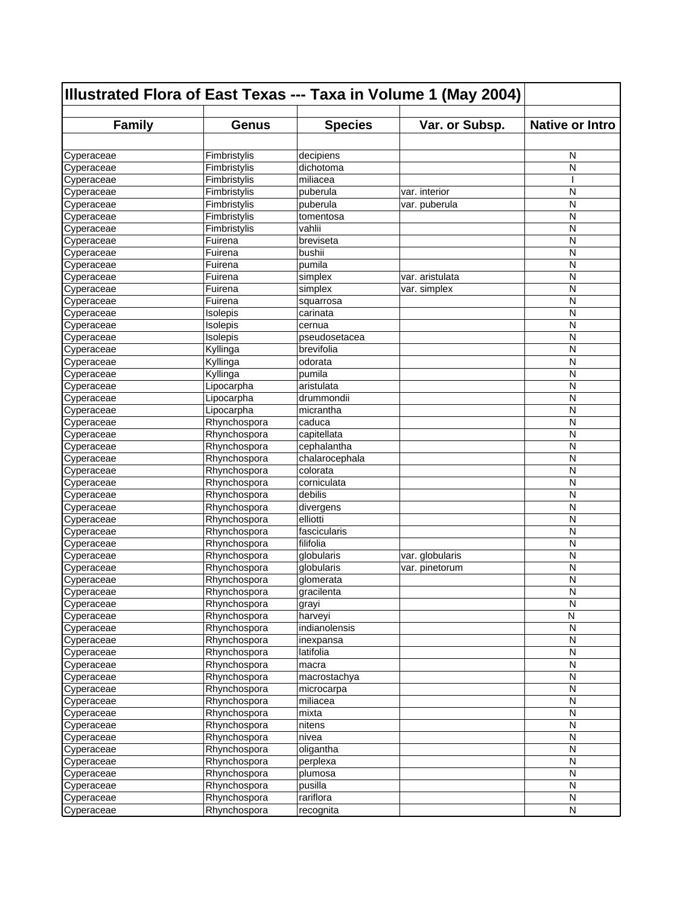| Illustrated Flora of East Texas --- Taxa in Volume 1 (May 2004) | | | | |
|---|---|---|---|---|
| **Family** | **Genus** | **Species** | **Var. or Subsp.** | **Native or Intro** |
| Cyperaceae | Fimbristylis | decipiens | | N |
| Cyperaceae | Fimbristylis | dichotoma | | N |
| Cyperaceae | Fimbristylis | miliacea | | I |
| Cyperaceae | Fimbristylis | puberula | var. interior | N |
| Cyperaceae | Fimbristylis | puberula | var. puberula | N |
| Cyperaceae | Fimbristylis | tomentosa | | N |
| Cyperaceae | Fimbristylis | vahlii | | N |
| Cyperaceae | Fuirena | breviseta | | N |
| Cyperaceae | Fuirena | bushii | | N |
| Cyperaceae | Fuirena | pumila | | N |
| Cyperaceae | Fuirena | simplex | var. aristulata | N |
| Cyperaceae | Fuirena | simplex | var. simplex | N |
| Cyperaceae | Fuirena | squarrosa | | N |
| Cyperaceae | Isolepis | carinata | | N |
| Cyperaceae | Isolepis | cernua | | N |
| Cyperaceae | Isolepis | pseudosetacea | | N |
| Cyperaceae | Kyllinga | brevifolia | | N |
| Cyperaceae | Kyllinga | odorata | | N |
| Cyperaceae | Kyllinga | pumila | | N |
| Cyperaceae | Lipocarpha | aristulata | | N |
| Cyperaceae | Lipocarpha | drummondii | | N |
| Cyperaceae | Lipocarpha | micrantha | | N |
| Cyperaceae | Rhynchospora | caduca | | N |
| Cyperaceae | Rhynchospora | capitellata | | N |
| Cyperaceae | Rhynchospora | cephalantha | | N |
| Cyperaceae | Rhynchospora | chalarocephala | | N |
| Cyperaceae | Rhynchospora | colorata | | N |
| Cyperaceae | Rhynchospora | corniculata | | N |
| Cyperaceae | Rhynchospora | debilis | | N |
| Cyperaceae | Rhynchospora | divergens | | N |
| Cyperaceae | Rhynchospora | elliotti | | N |
| Cyperaceae | Rhynchospora | fascicularis | | N |
| Cyperaceae | Rhynchospora | filifolia | | N |
| Cyperaceae | Rhynchospora | globularis | var. globularis | N |
| Cyperaceae | Rhynchospora | globularis | var. pinetorum | N |
| Cyperaceae | Rhynchospora | glomerata | | N |
| Cyperaceae | Rhynchospora | gracilenta | | N |
| Cyperaceae | Rhynchospora | grayi | | N |
| Cyperaceae | Rhynchospora | harveyi | | N |
| Cyperaceae | Rhynchospora | indianolensis | | N |
| Cyperaceae | Rhynchospora | inexpansa | | N |
| Cyperaceae | Rhynchospora | latifolia | | N |
| Cyperaceae | Rhynchospora | macra | | N |
| Cyperaceae | Rhynchospora | macrostachya | | N |
| Cyperaceae | Rhynchospora | microcarpa | | N |
| Cyperaceae | Rhynchospora | miliacea | | N |
| Cyperaceae | Rhynchospora | mixta | | N |
| Cyperaceae | Rhynchospora | nitens | | N |
| Cyperaceae | Rhynchospora | nivea | | N |
| Cyperaceae | Rhynchospora | oligantha | | N |
| Cyperaceae | Rhynchospora | perplexa | | N |
| Cyperaceae | Rhynchospora | plumosa | | N |
| Cyperaceae | Rhynchospora | pusilla | | N |
| Cyperaceae | Rhynchospora | rariflora | | N |
| Cyperaceae | Rhynchospora | recognita | | N |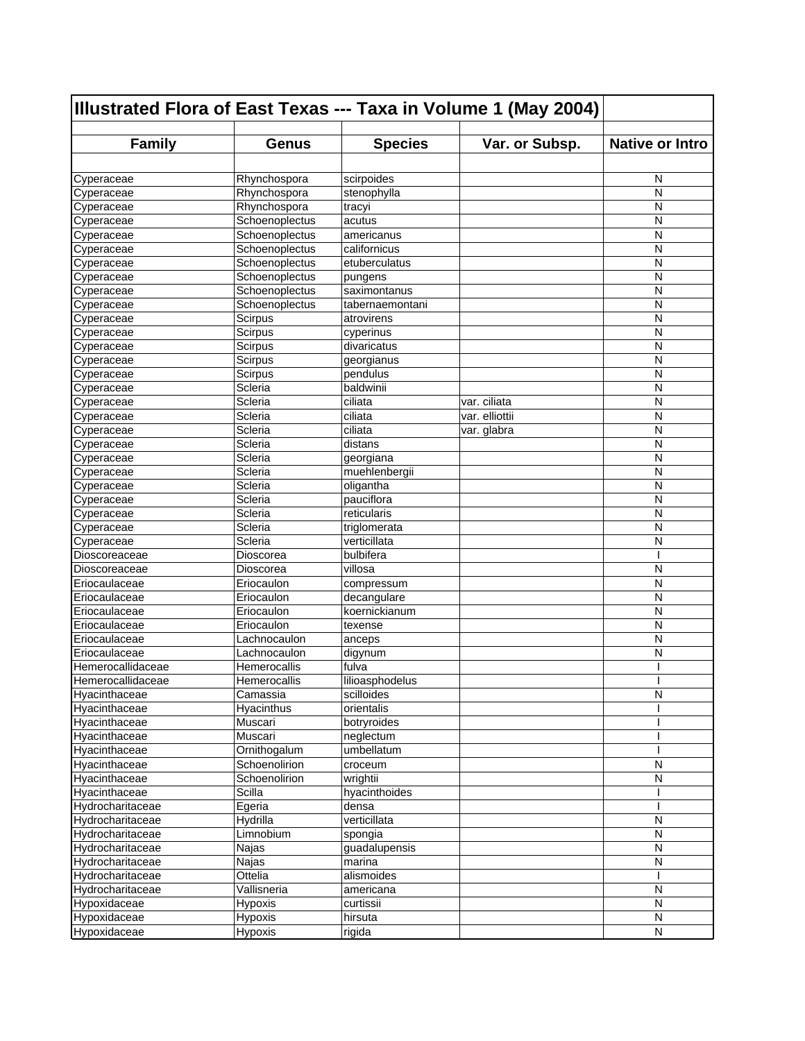# Illustrated Flora of East Texas --- Taxa in Volume 1 (May 2004)

| Family | Genus | Species | Var. or Subsp. | Native or Intro |
|---|---|---|---|---|
| Cyperaceae | Rhynchospora | scirpoides | | N |
| Cyperaceae | Rhynchospora | stenophylla | | N |
| Cyperaceae | Rhynchospora | tracyi | | N |
| Cyperaceae | Schoenoplectus | acutus | | N |
| Cyperaceae | Schoenoplectus | americanus | | N |
| Cyperaceae | Schoenoplectus | californicus | | N |
| Cyperaceae | Schoenoplectus | etuberculatus | | N |
| Cyperaceae | Schoenoplectus | pungens | | N |
| Cyperaceae | Schoenoplectus | saximontanus | | N |
| Cyperaceae | Schoenoplectus | tabernaemontani | | N |
| Cyperaceae | Scirpus | atrovirens | | N |
| Cyperaceae | Scirpus | cyperinus | | N |
| Cyperaceae | Scirpus | divaricatus | | N |
| Cyperaceae | Scirpus | georgianus | | N |
| Cyperaceae | Scirpus | pendulus | | N |
| Cyperaceae | Scleria | baldwinii | | N |
| Cyperaceae | Scleria | ciliata | var. ciliata | N |
| Cyperaceae | Scleria | ciliata | var. elliottii | N |
| Cyperaceae | Scleria | ciliata | var. glabra | N |
| Cyperaceae | Scleria | distans | | N |
| Cyperaceae | Scleria | georgiana | | N |
| Cyperaceae | Scleria | muehlenbergii | | N |
| Cyperaceae | Scleria | oligantha | | N |
| Cyperaceae | Scleria | pauciflora | | N |
| Cyperaceae | Scleria | reticularis | | N |
| Cyperaceae | Scleria | triglomerata | | N |
| Cyperaceae | Scleria | verticillata | | N |
| Dioscoreaceae | Dioscorea | bulbifera | | I |
| Dioscoreaceae | Dioscorea | villosa | | N |
| Eriocaulaceae | Eriocaulon | compressum | | N |
| Eriocaulaceae | Eriocaulon | decangulare | | N |
| Eriocaulaceae | Eriocaulon | koernickianum | | N |
| Eriocaulaceae | Eriocaulon | texense | | N |
| Eriocaulaceae | Lachnocaulon | anceps | | N |
| Eriocaulaceae | Lachnocaulon | digynum | | N |
| Hemerocallidaceae | Hemerocallis | fulva | | I |
| Hemerocallidaceae | Hemerocallis | lilioasphodelus | | I |
| Hyacinthaceae | Camassia | scilloides | | N |
| Hyacinthaceae | Hyacinthus | orientalis | | I |
| Hyacinthaceae | Muscari | botryroides | | I |
| Hyacinthaceae | Muscari | neglectum | | I |
| Hyacinthaceae | Ornithogalum | umbellatum | | I |
| Hyacinthaceae | Schoenolirion | croceum | | N |
| Hyacinthaceae | Schoenolirion | wrightii | | N |
| Hyacinthaceae | Scilla | hyacinthoides | | I |
| Hydrocharitaceae | Egeria | densa | | I |
| Hydrocharitaceae | Hydrilla | verticillata | | N |
| Hydrocharitaceae | Limnobium | spongia | | N |
| Hydrocharitaceae | Najas | guadalupensis | | N |
| Hydrocharitaceae | Najas | marina | | N |
| Hydrocharitaceae | Ottelia | alismoides | | I |
| Hydrocharitaceae | Vallisneria | americana | | N |
| Hypoxidaceae | Hypoxis | curtissii | | N |
| Hypoxidaceae | Hypoxis | hirsuta | | N |
| Hypoxidaceae | Hypoxis | rigida | | N |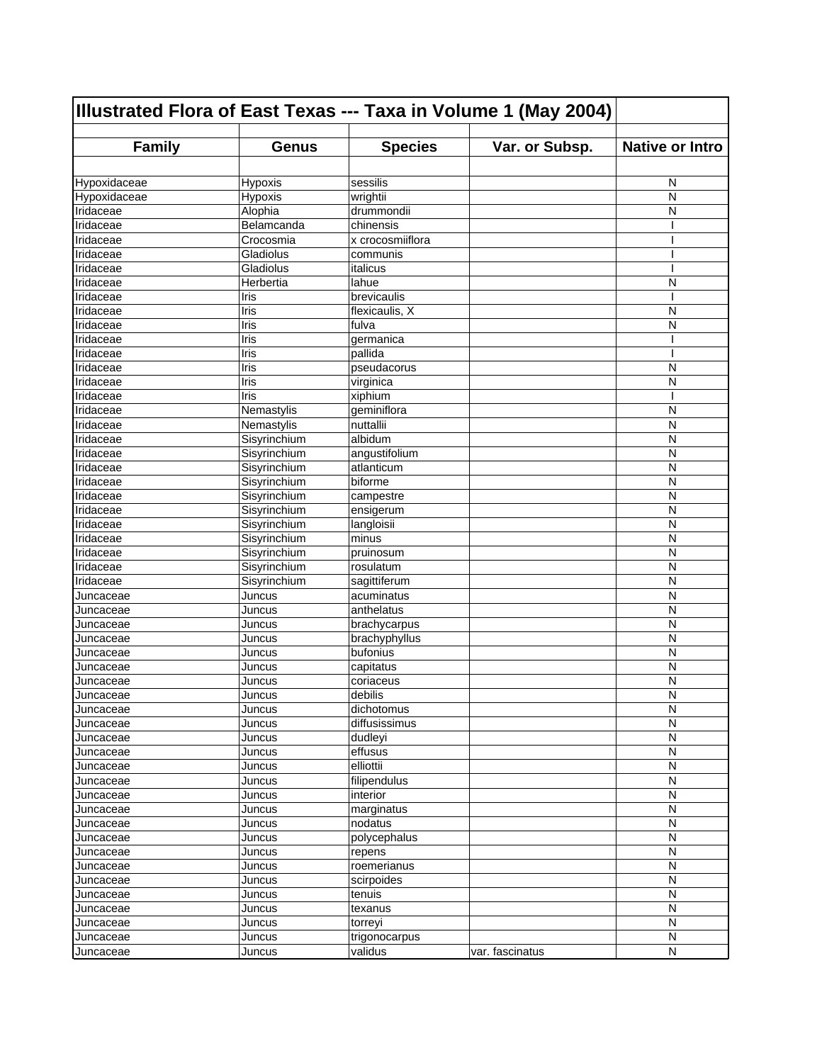# Illustrated Flora of East Texas --- Taxa in Volume 1 (May 2004)

| Family | Genus | Species | Var. or Subsp. | Native or Intro |
|---|---|---|---|---|
| Hypoxidaceae | Hypoxis | sessilis | | N |
| Hypoxidaceae | Hypoxis | wrightii | | N |
| Iridaceae | Alophia | drummondii | | N |
| Iridaceae | Belamcanda | chinensis | | I |
| Iridaceae | Crocosmia | x crocosmiiflora | | I |
| Iridaceae | Gladiolus | communis | | I |
| Iridaceae | Gladiolus | italicus | | I |
| Iridaceae | Herbertia | lahue | | N |
| Iridaceae | Iris | brevicaulis | | I |
| Iridaceae | Iris | flexicaulis, X | | N |
| Iridaceae | Iris | fulva | | N |
| Iridaceae | Iris | germanica | | I |
| Iridaceae | Iris | pallida | | I |
| Iridaceae | Iris | pseudacorus | | N |
| Iridaceae | Iris | virginica | | N |
| Iridaceae | Iris | xiphium | | I |
| Iridaceae | Nemastylis | geminiflora | | N |
| Iridaceae | Nemastylis | nuttallii | | N |
| Iridaceae | Sisyrinchium | albidum | | N |
| Iridaceae | Sisyrinchium | angustifolium | | N |
| Iridaceae | Sisyrinchium | atlanticum | | N |
| Iridaceae | Sisyrinchium | biforme | | N |
| Iridaceae | Sisyrinchium | campestre | | N |
| Iridaceae | Sisyrinchium | ensigerum | | N |
| Iridaceae | Sisyrinchium | langloisii | | N |
| Iridaceae | Sisyrinchium | minus | | N |
| Iridaceae | Sisyrinchium | pruinosum | | N |
| Iridaceae | Sisyrinchium | rosulatum | | N |
| Iridaceae | Sisyrinchium | sagittiferum | | N |
| Juncaceae | Juncus | acuminatus | | N |
| Juncaceae | Juncus | anthelatus | | N |
| Juncaceae | Juncus | brachycarpus | | N |
| Juncaceae | Juncus | brachyphyllus | | N |
| Juncaceae | Juncus | bufonius | | N |
| Juncaceae | Juncus | capitatus | | N |
| Juncaceae | Juncus | coriaceus | | N |
| Juncaceae | Juncus | debilis | | N |
| Juncaceae | Juncus | dichotomus | | N |
| Juncaceae | Juncus | diffusissimus | | N |
| Juncaceae | Juncus | dudleyi | | N |
| Juncaceae | Juncus | effusus | | N |
| Juncaceae | Juncus | elliottii | | N |
| Juncaceae | Juncus | filipendulus | | N |
| Juncaceae | Juncus | interior | | N |
| Juncaceae | Juncus | marginatus | | N |
| Juncaceae | Juncus | nodatus | | N |
| Juncaceae | Juncus | polycephalus | | N |
| Juncaceae | Juncus | repens | | N |
| Juncaceae | Juncus | roemerianus | | N |
| Juncaceae | Juncus | scirpoides | | N |
| Juncaceae | Juncus | tenuis | | N |
| Juncaceae | Juncus | texanus | | N |
| Juncaceae | Juncus | torreyi | | N |
| Juncaceae | Juncus | trigonocarpus | | N |
| Juncaceae | Juncus | validus | var. fascinatus | N |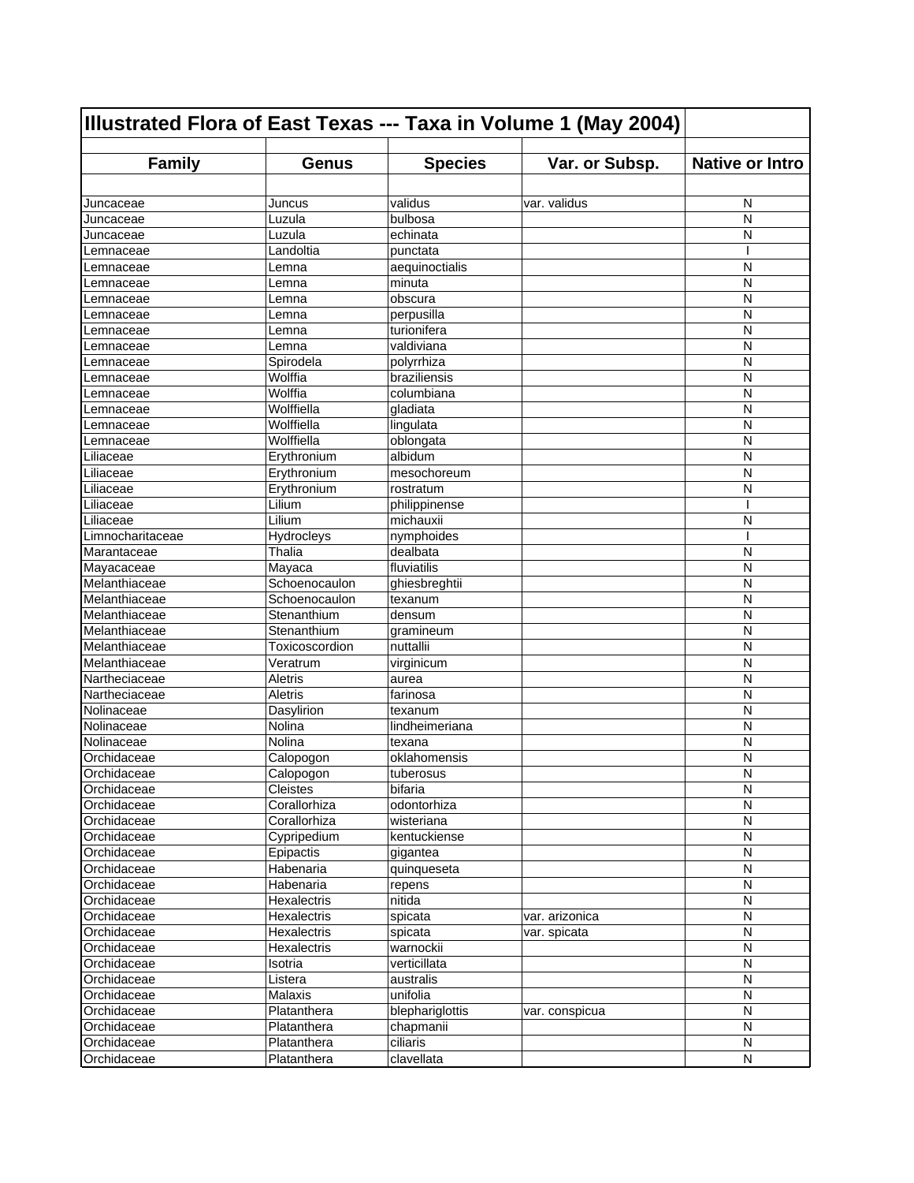| Illustrated Flora of East Texas --- Taxa in Volume 1 (May 2004) | | | | |
|---|---|---|---|---|
| **Family** | **Genus** | **Species** | **Var. or Subsp.** | **Native or Intro** |
| | | | | |
| Juncaceae | Juncus | validus | var. validus | N |
| Juncaceae | Luzula | bulbosa | | N |
| Juncaceae | Luzula | echinata | | N |
| Lemnaceae | Landoltia | punctata | | I |
| Lemnaceae | Lemna | aequinoctialis | | N |
| Lemnaceae | Lemna | minuta | | N |
| Lemnaceae | Lemna | obscura | | N |
| Lemnaceae | Lemna | perpusilla | | N |
| Lemnaceae | Lemna | turionifera | | N |
| Lemnaceae | Lemna | valdiviana | | N |
| Lemnaceae | Spirodela | polyrrhiza | | N |
| Lemnaceae | Wolffia | braziliensis | | N |
| Lemnaceae | Wolffia | columbiana | | N |
| Lemnaceae | Wolffiella | gladiata | | N |
| Lemnaceae | Wolffiella | lingulata | | N |
| Lemnaceae | Wolffiella | oblongata | | N |
| Liliaceae | Erythronium | albidum | | N |
| Liliaceae | Erythronium | mesochoreum | | N |
| Liliaceae | Erythronium | rostratum | | N |
| Liliaceae | Lilium | philippinense | | I |
| Liliaceae | Lilium | michauxii | | N |
| Limnocharitaceae | Hydrocleys | nymphoides | | I |
| Marantaceae | Thalia | dealbata | | N |
| Mayacaceae | Mayaca | fluviatilis | | N |
| Melanthiaceae | Schoenocaulon | ghiesbreghtii | | N |
| Melanthiaceae | Schoenocaulon | texanum | | N |
| Melanthiaceae | Stenanthium | densum | | N |
| Melanthiaceae | Stenanthium | gramineum | | N |
| Melanthiaceae | Toxicoscordion | nuttallii | | N |
| Melanthiaceae | Veratrum | virginicum | | N |
| Nartheciaceae | Aletris | aurea | | N |
| Nartheciaceae | Aletris | farinosa | | N |
| Nolinaceae | Dasylirion | texanum | | N |
| Nolinaceae | Nolina | lindheimeriana | | N |
| Nolinaceae | Nolina | texana | | N |
| Orchidaceae | Calopogon | oklahomensis | | N |
| Orchidaceae | Calopogon | tuberosus | | N |
| Orchidaceae | Cleistes | bifaria | | N |
| Orchidaceae | Corallorhiza | odontorhiza | | N |
| Orchidaceae | Corallorhiza | wisteriana | | N |
| Orchidaceae | Cypripedium | kentuckiense | | N |
| Orchidaceae | Epipactis | gigantea | | N |
| Orchidaceae | Habenaria | quinqueseta | | N |
| Orchidaceae | Habenaria | repens | | N |
| Orchidaceae | Hexalectris | nitida | | N |
| Orchidaceae | Hexalectris | spicata | var. arizonica | N |
| Orchidaceae | Hexalectris | spicata | var. spicata | N |
| Orchidaceae | Hexalectris | warnockii | | N |
| Orchidaceae | Isotria | verticillata | | N |
| Orchidaceae | Listera | australis | | N |
| Orchidaceae | Malaxis | unifolia | | N |
| Orchidaceae | Platanthera | blephariglottis | var. conspicua | N |
| Orchidaceae | Platanthera | chapmanii | | N |
| Orchidaceae | Platanthera | ciliaris | | N |
| Orchidaceae | Platanthera | clavellata | | N |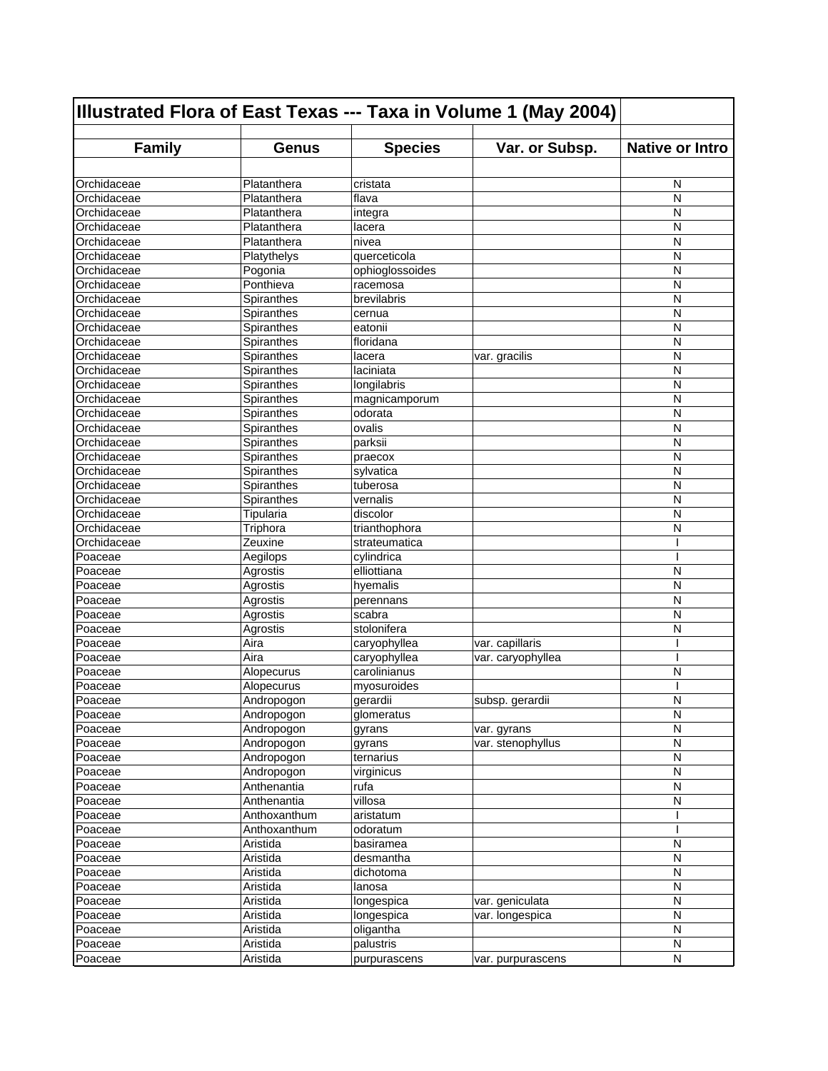# Illustrated Flora of East Texas --- Taxa in Volume 1 (May 2004)

| Family | Genus | Species | Var. or Subsp. | Native or Intro |
|---|---|---|---|---|
| Orchidaceae | Platanthera | cristata | | N |
| Orchidaceae | Platanthera | flava | | N |
| Orchidaceae | Platanthera | integra | | N |
| Orchidaceae | Platanthera | lacera | | N |
| Orchidaceae | Platanthera | nivea | | N |
| Orchidaceae | Platythelys | querceticola | | N |
| Orchidaceae | Pogonia | ophioglossoides | | N |
| Orchidaceae | Ponthieva | racemosa | | N |
| Orchidaceae | Spiranthes | brevilabris | | N |
| Orchidaceae | Spiranthes | cernua | | N |
| Orchidaceae | Spiranthes | eatonii | | N |
| Orchidaceae | Spiranthes | floridana | | N |
| Orchidaceae | Spiranthes | lacera | var. gracilis | N |
| Orchidaceae | Spiranthes | laciniata | | N |
| Orchidaceae | Spiranthes | longilabris | | N |
| Orchidaceae | Spiranthes | magnicamporum | | N |
| Orchidaceae | Spiranthes | odorata | | N |
| Orchidaceae | Spiranthes | ovalis | | N |
| Orchidaceae | Spiranthes | parksii | | N |
| Orchidaceae | Spiranthes | praecox | | N |
| Orchidaceae | Spiranthes | sylvatica | | N |
| Orchidaceae | Spiranthes | tuberosa | | N |
| Orchidaceae | Spiranthes | vernalis | | N |
| Orchidaceae | Tipularia | discolor | | N |
| Orchidaceae | Triphora | trianthophora | | N |
| Orchidaceae | Zeuxine | strateumatica | | I |
| Poaceae | Aegilops | cylindrica | | I |
| Poaceae | Agrostis | elliottiana | | N |
| Poaceae | Agrostis | hyemalis | | N |
| Poaceae | Agrostis | perennans | | N |
| Poaceae | Agrostis | scabra | | N |
| Poaceae | Agrostis | stolonifera | | N |
| Poaceae | Aira | caryophyllea | var. capillaris | I |
| Poaceae | Aira | caryophyllea | var. caryophyllea | I |
| Poaceae | Alopecurus | carolinianus | | N |
| Poaceae | Alopecurus | myosuroides | | I |
| Poaceae | Andropogon | gerardii | subsp. gerardii | N |
| Poaceae | Andropogon | glomeratus | | N |
| Poaceae | Andropogon | gyrans | var. gyrans | N |
| Poaceae | Andropogon | gyrans | var. stenophyllus | N |
| Poaceae | Andropogon | ternarius | | N |
| Poaceae | Andropogon | virginicus | | N |
| Poaceae | Anthenantia | rufa | | N |
| Poaceae | Anthenantia | villosa | | N |
| Poaceae | Anthoxanthum | aristatum | | I |
| Poaceae | Anthoxanthum | odoratum | | I |
| Poaceae | Aristida | basiramea | | N |
| Poaceae | Aristida | desmantha | | N |
| Poaceae | Aristida | dichotoma | | N |
| Poaceae | Aristida | lanosa | | N |
| Poaceae | Aristida | longespica | var. geniculata | N |
| Poaceae | Aristida | longespica | var. longespica | N |
| Poaceae | Aristida | oligantha | | N |
| Poaceae | Aristida | palustris | | N |
| Poaceae | Aristida | purpurascens | var. purpurascens | N |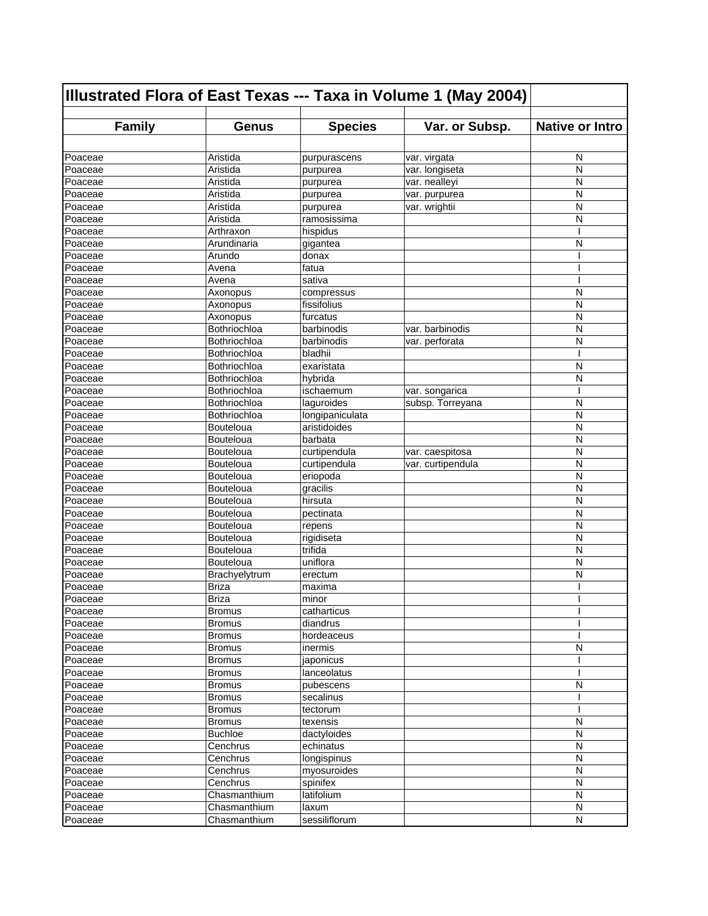| Illustrated Flora of East Texas --- Taxa in Volume 1 (May 2004) | | | | |
|---|---|---|---|---|
| **Family** | **Genus** | **Species** | **Var. or Subsp.** | **Native or Intro** |
| Poaceae | Aristida | purpurascens | var. virgata | N |
| Poaceae | Aristida | purpurea | var. longiseta | N |
| Poaceae | Aristida | purpurea | var. nealleyi | N |
| Poaceae | Aristida | purpurea | var. purpurea | N |
| Poaceae | Aristida | purpurea | var. wrightii | N |
| Poaceae | Aristida | ramosissima | | N |
| Poaceae | Arthraxon | hispidus | | I |
| Poaceae | Arundinaria | gigantea | | N |
| Poaceae | Arundo | donax | | I |
| Poaceae | Avena | fatua | | I |
| Poaceae | Avena | sativa | | I |
| Poaceae | Axonopus | compressus | | N |
| Poaceae | Axonopus | fissifolius | | N |
| Poaceae | Axonopus | furcatus | | N |
| Poaceae | Bothriochloa | barbinodis | var. barbinodis | N |
| Poaceae | Bothriochloa | barbinodis | var. perforata | N |
| Poaceae | Bothriochloa | bladhii | | I |
| Poaceae | Bothriochloa | exaristata | | N |
| Poaceae | Bothriochloa | hybrida | | N |
| Poaceae | Bothriochloa | ischaemum | var. songarica | I |
| Poaceae | Bothriochloa | laguroides | subsp. Torreyana | N |
| Poaceae | Bothriochloa | longipaniculata | | N |
| Poaceae | Bouteloua | aristidoides | | N |
| Poaceae | Bouteloua | barbata | | N |
| Poaceae | Bouteloua | curtipendula | var. caespitosa | N |
| Poaceae | Bouteloua | curtipendula | var. curtipendula | N |
| Poaceae | Bouteloua | eriopoda | | N |
| Poaceae | Bouteloua | gracilis | | N |
| Poaceae | Bouteloua | hirsuta | | N |
| Poaceae | Bouteloua | pectinata | | N |
| Poaceae | Bouteloua | repens | | N |
| Poaceae | Bouteloua | rigidiseta | | N |
| Poaceae | Bouteloua | trifida | | N |
| Poaceae | Bouteloua | uniflora | | N |
| Poaceae | Brachyelytrum | erectum | | N |
| Poaceae | Briza | maxima | | I |
| Poaceae | Briza | minor | | I |
| Poaceae | Bromus | catharticus | | I |
| Poaceae | Bromus | diandrus | | I |
| Poaceae | Bromus | hordeaceus | | I |
| Poaceae | Bromus | inermis | | N |
| Poaceae | Bromus | japonicus | | I |
| Poaceae | Bromus | lanceolatus | | I |
| Poaceae | Bromus | pubescens | | N |
| Poaceae | Bromus | secalinus | | I |
| Poaceae | Bromus | tectorum | | I |
| Poaceae | Bromus | texensis | | N |
| Poaceae | Buchloe | dactyloides | | N |
| Poaceae | Cenchrus | echinatus | | N |
| Poaceae | Cenchrus | longispinus | | N |
| Poaceae | Cenchrus | myosuroides | | N |
| Poaceae | Cenchrus | spinifex | | N |
| Poaceae | Chasmanthium | latifolium | | N |
| Poaceae | Chasmanthium | laxum | | N |
| Poaceae | Chasmanthium | sessiliflorum | | N |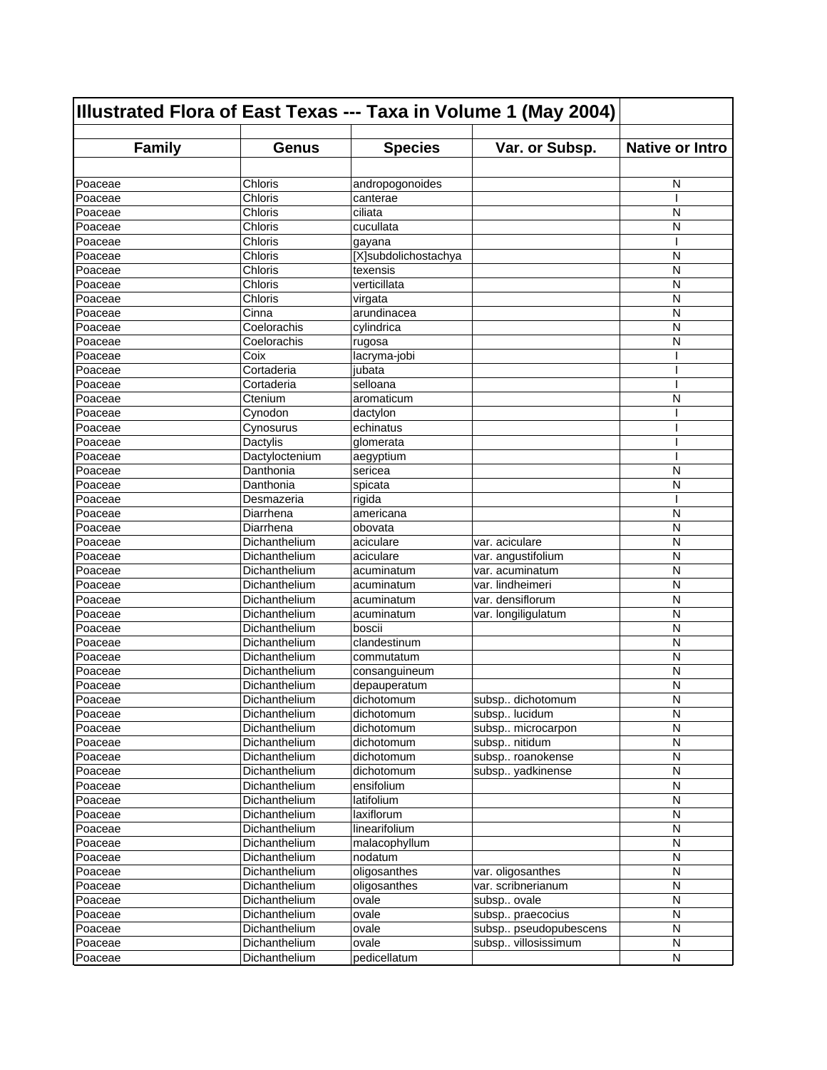| Illustrated Flora of East Texas --- Taxa in Volume 1 (May 2004) | | | | |
|---|---|---|---|---|
| | | | | |
| **Family** | **Genus** | **Species** | **Var. or Subsp.** | **Native or Intro** |
| | | | | |
| Poaceae | Chloris | andropogonoides | | N |
| Poaceae | Chloris | canterae | | I |
| Poaceae | Chloris | ciliata | | N |
| Poaceae | Chloris | cucullata | | N |
| Poaceae | Chloris | gayana | | I |
| Poaceae | Chloris | [X]subdolichostachya | | N |
| Poaceae | Chloris | texensis | | N |
| Poaceae | Chloris | verticillata | | N |
| Poaceae | Chloris | virgata | | N |
| Poaceae | Cinna | arundinacea | | N |
| Poaceae | Coelorachis | cylindrica | | N |
| Poaceae | Coelorachis | rugosa | | N |
| Poaceae | Coix | lacryma-jobi | | I |
| Poaceae | Cortaderia | jubata | | I |
| Poaceae | Cortaderia | selloana | | I |
| Poaceae | Ctenium | aromaticum | | N |
| Poaceae | Cynodon | dactylon | | I |
| Poaceae | Cynosurus | echinatus | | I |
| Poaceae | Dactylis | glomerata | | I |
| Poaceae | Dactyloctenium | aegyptium | | I |
| Poaceae | Danthonia | sericea | | N |
| Poaceae | Danthonia | spicata | | N |
| Poaceae | Desmazeria | rigida | | I |
| Poaceae | Diarrhena | americana | | N |
| Poaceae | Diarrhena | obovata | | N |
| Poaceae | Dichanthelium | aciculare | var. aciculare | N |
| Poaceae | Dichanthelium | aciculare | var. angustifolium | N |
| Poaceae | Dichanthelium | acuminatum | var. acuminatum | N |
| Poaceae | Dichanthelium | acuminatum | var. lindheimeri | N |
| Poaceae | Dichanthelium | acuminatum | var. densiflorum | N |
| Poaceae | Dichanthelium | acuminatum | var. longiligulatum | N |
| Poaceae | Dichanthelium | boscii | | N |
| Poaceae | Dichanthelium | clandestinum | | N |
| Poaceae | Dichanthelium | commutatum | | N |
| Poaceae | Dichanthelium | consanguineum | | N |
| Poaceae | Dichanthelium | depauperatum | | N |
| Poaceae | Dichanthelium | dichotomum | subsp.. dichotomum | N |
| Poaceae | Dichanthelium | dichotomum | subsp.. lucidum | N |
| Poaceae | Dichanthelium | dichotomum | subsp.. microcarpon | N |
| Poaceae | Dichanthelium | dichotomum | subsp.. nitidum | N |
| Poaceae | Dichanthelium | dichotomum | subsp.. roanokense | N |
| Poaceae | Dichanthelium | dichotomum | subsp.. yadkinense | N |
| Poaceae | Dichanthelium | ensifolium | | N |
| Poaceae | Dichanthelium | latifolium | | N |
| Poaceae | Dichanthelium | laxiflorum | | N |
| Poaceae | Dichanthelium | linearifolium | | N |
| Poaceae | Dichanthelium | malacophyllum | | N |
| Poaceae | Dichanthelium | nodatum | | N |
| Poaceae | Dichanthelium | oligosanthes | var. oligosanthes | N |
| Poaceae | Dichanthelium | oligosanthes | var. scribnerianum | N |
| Poaceae | Dichanthelium | ovale | subsp.. ovale | N |
| Poaceae | Dichanthelium | ovale | subsp.. praecocius | N |
| Poaceae | Dichanthelium | ovale | subsp.. pseudopubescens | N |
| Poaceae | Dichanthelium | ovale | subsp.. villosissimum | N |
| Poaceae | Dichanthelium | pedicellatum | | N |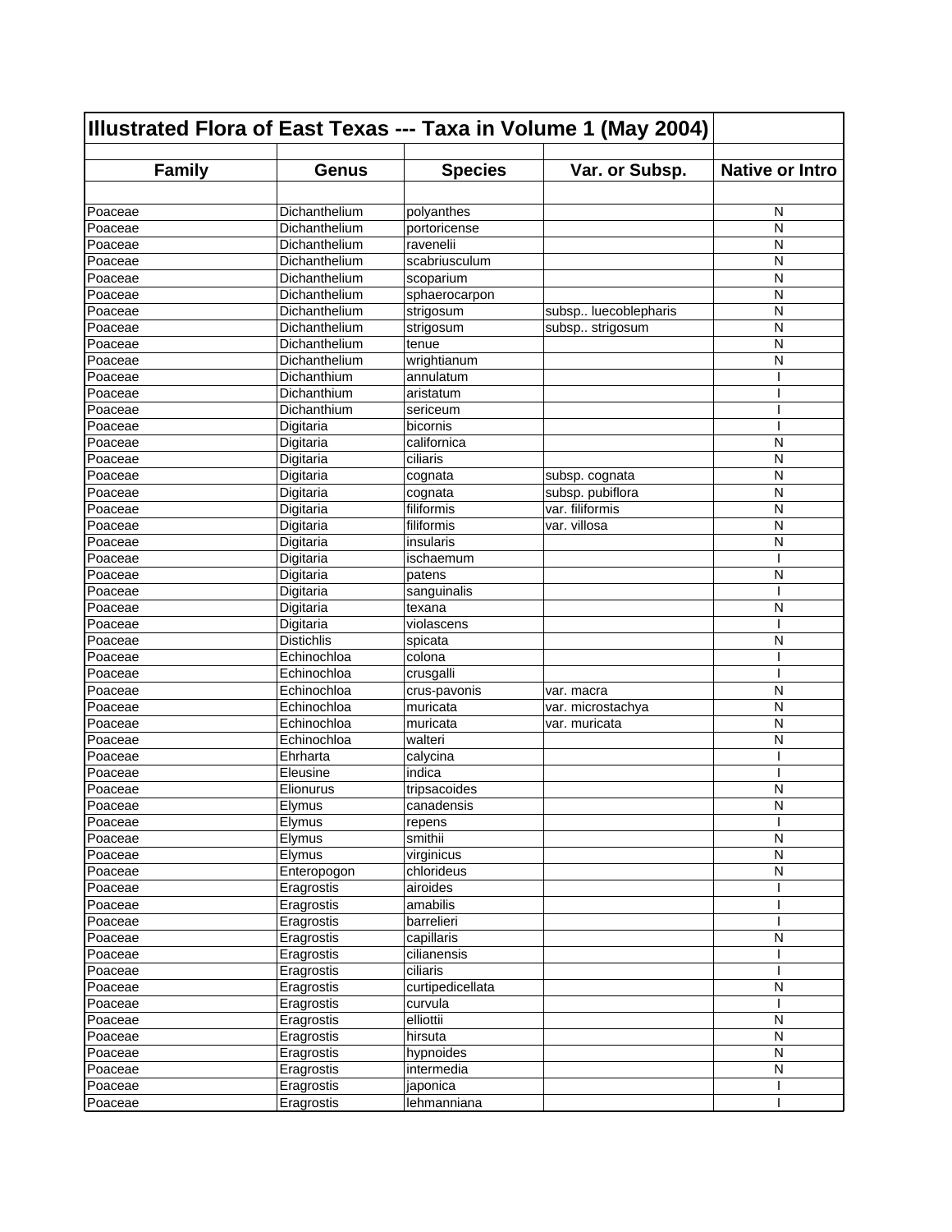| Illustrated Flora of East Texas --- Taxa in Volume 1 (May 2004) | | | | |
|---|---|---|---|---|
| **Family** | **Genus** | **Species** | **Var. or Subsp.** | **Native or Intro** |
| Poaceae | Dichanthelium | polyanthes | | N |
| Poaceae | Dichanthelium | portoricense | | N |
| Poaceae | Dichanthelium | ravenelii | | N |
| Poaceae | Dichanthelium | scabriusculum | | N |
| Poaceae | Dichanthelium | scoparium | | N |
| Poaceae | Dichanthelium | sphaerocarpon | | N |
| Poaceae | Dichanthelium | strigosum | subsp.. luecoblepharis | N |
| Poaceae | Dichanthelium | strigosum | subsp.. strigosum | N |
| Poaceae | Dichanthelium | tenue | | N |
| Poaceae | Dichanthelium | wrightianum | | N |
| Poaceae | Dichanthium | annulatum | | I |
| Poaceae | Dichanthium | aristatum | | I |
| Poaceae | Dichanthium | sericeum | | I |
| Poaceae | Digitaria | bicornis | | I |
| Poaceae | Digitaria | californica | | N |
| Poaceae | Digitaria | ciliaris | | N |
| Poaceae | Digitaria | cognata | subsp. cognata | N |
| Poaceae | Digitaria | cognata | subsp. pubiflora | N |
| Poaceae | Digitaria | filiformis | var. filiformis | N |
| Poaceae | Digitaria | filiformis | var. villosa | N |
| Poaceae | Digitaria | insularis | | N |
| Poaceae | Digitaria | ischaemum | | I |
| Poaceae | Digitaria | patens | | N |
| Poaceae | Digitaria | sanguinalis | | I |
| Poaceae | Digitaria | texana | | N |
| Poaceae | Digitaria | violascens | | I |
| Poaceae | Distichlis | spicata | | N |
| Poaceae | Echinochloa | colona | | I |
| Poaceae | Echinochloa | crusgalli | | I |
| Poaceae | Echinochloa | crus-pavonis | var. macra | N |
| Poaceae | Echinochloa | muricata | var. microstachya | N |
| Poaceae | Echinochloa | muricata | var. muricata | N |
| Poaceae | Echinochloa | walteri | | N |
| Poaceae | Ehrharta | calycina | | I |
| Poaceae | Eleusine | indica | | I |
| Poaceae | Elionurus | tripsacoides | | N |
| Poaceae | Elymus | canadensis | | N |
| Poaceae | Elymus | repens | | I |
| Poaceae | Elymus | smithii | | N |
| Poaceae | Elymus | virginicus | | N |
| Poaceae | Enteropogon | chlorideus | | N |
| Poaceae | Eragrostis | airoides | | I |
| Poaceae | Eragrostis | amabilis | | I |
| Poaceae | Eragrostis | barrelieri | | I |
| Poaceae | Eragrostis | capillaris | | N |
| Poaceae | Eragrostis | cilianensis | | I |
| Poaceae | Eragrostis | ciliaris | | I |
| Poaceae | Eragrostis | curtipedicellata | | N |
| Poaceae | Eragrostis | curvula | | I |
| Poaceae | Eragrostis | elliottii | | N |
| Poaceae | Eragrostis | hirsuta | | N |
| Poaceae | Eragrostis | hypnoides | | N |
| Poaceae | Eragrostis | intermedia | | N |
| Poaceae | Eragrostis | japonica | | I |
| Poaceae | Eragrostis | lehmanniana | | I |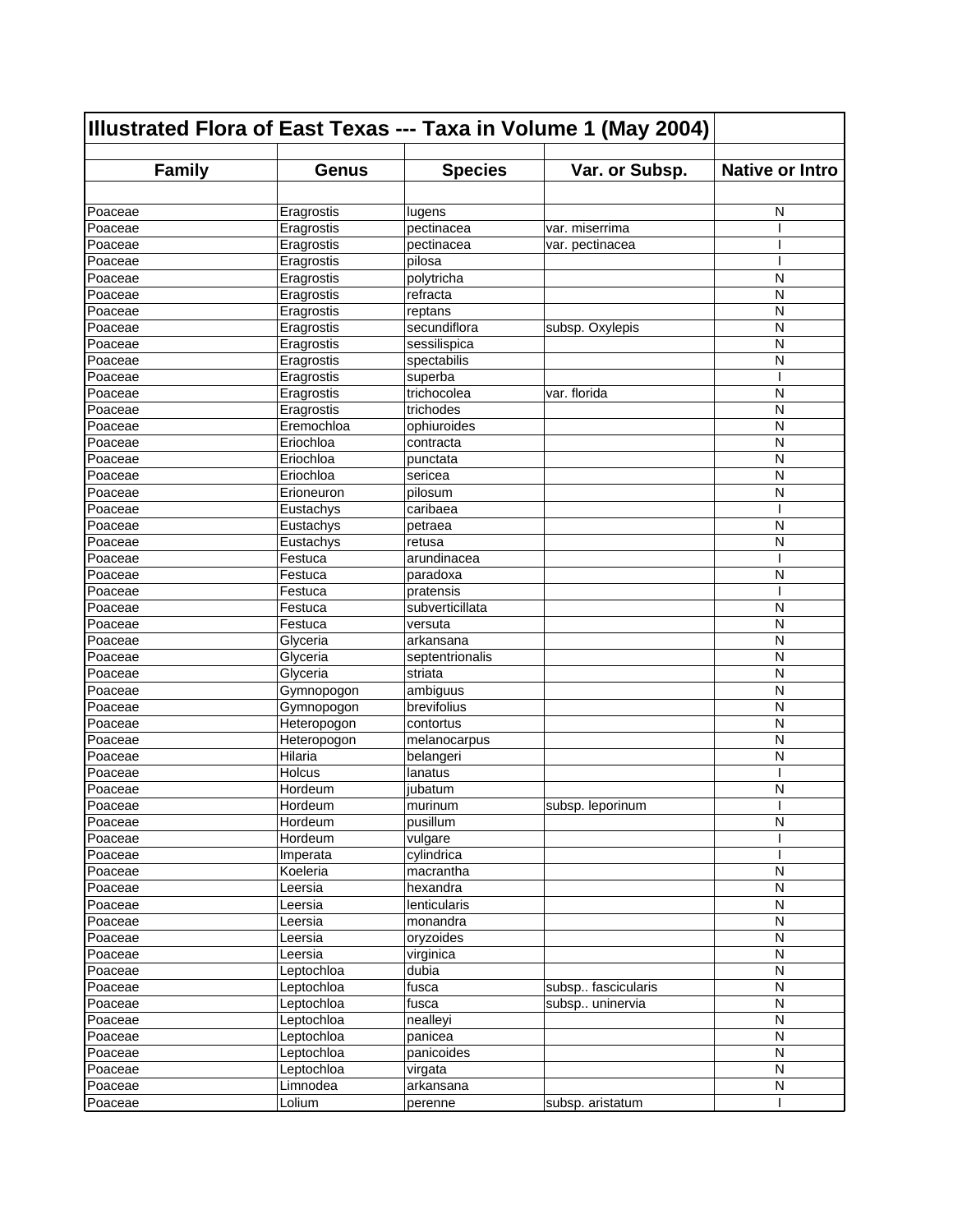| Illustrated Flora of East Texas --- Taxa in Volume 1 (May 2004) | | | | |
|---|---|---|---|---|
| | | | | |
| **Family** | **Genus** | **Species** | **Var. or Subsp.** | **Native or Intro** |
| | | | | |
| Poaceae | Eragrostis | lugens | | N |
| Poaceae | Eragrostis | pectinacea | var. miserrima | I |
| Poaceae | Eragrostis | pectinacea | var. pectinacea | I |
| Poaceae | Eragrostis | pilosa | | I |
| Poaceae | Eragrostis | polytricha | | N |
| Poaceae | Eragrostis | refracta | | N |
| Poaceae | Eragrostis | reptans | | N |
| Poaceae | Eragrostis | secundiflora | subsp. Oxylepis | N |
| Poaceae | Eragrostis | sessilispica | | N |
| Poaceae | Eragrostis | spectabilis | | N |
| Poaceae | Eragrostis | superba | | I |
| Poaceae | Eragrostis | trichocolea | var. florida | N |
| Poaceae | Eragrostis | trichodes | | N |
| Poaceae | Eremochloa | ophiuroides | | N |
| Poaceae | Eriochloa | contracta | | N |
| Poaceae | Eriochloa | punctata | | N |
| Poaceae | Eriochloa | sericea | | N |
| Poaceae | Erioneuron | pilosum | | N |
| Poaceae | Eustachys | caribaea | | I |
| Poaceae | Eustachys | petraea | | N |
| Poaceae | Eustachys | retusa | | N |
| Poaceae | Festuca | arundinacea | | I |
| Poaceae | Festuca | paradoxa | | N |
| Poaceae | Festuca | pratensis | | I |
| Poaceae | Festuca | subverticillata | | N |
| Poaceae | Festuca | versuta | | N |
| Poaceae | Glyceria | arkansana | | N |
| Poaceae | Glyceria | septentrionalis | | N |
| Poaceae | Glyceria | striata | | N |
| Poaceae | Gymnopogon | ambiguus | | N |
| Poaceae | Gymnopogon | brevifolius | | N |
| Poaceae | Heteropogon | contortus | | N |
| Poaceae | Heteropogon | melanocarpus | | N |
| Poaceae | Hilaria | belangeri | | N |
| Poaceae | Holcus | lanatus | | I |
| Poaceae | Hordeum | jubatum | | N |
| Poaceae | Hordeum | murinum | subsp. leporinum | I |
| Poaceae | Hordeum | pusillum | | N |
| Poaceae | Hordeum | vulgare | | I |
| Poaceae | Imperata | cylindrica | | I |
| Poaceae | Koeleria | macrantha | | N |
| Poaceae | Leersia | hexandra | | N |
| Poaceae | Leersia | lenticularis | | N |
| Poaceae | Leersia | monandra | | N |
| Poaceae | Leersia | oryzoides | | N |
| Poaceae | Leersia | virginica | | N |
| Poaceae | Leptochloa | dubia | | N |
| Poaceae | Leptochloa | fusca | subsp.. fascicularis | N |
| Poaceae | Leptochloa | fusca | subsp.. uninervia | N |
| Poaceae | Leptochloa | nealleyi | | N |
| Poaceae | Leptochloa | panicea | | N |
| Poaceae | Leptochloa | panicoides | | N |
| Poaceae | Leptochloa | virgata | | N |
| Poaceae | Limnodea | arkansana | | N |
| Poaceae | Lolium | perenne | subsp. aristatum | I |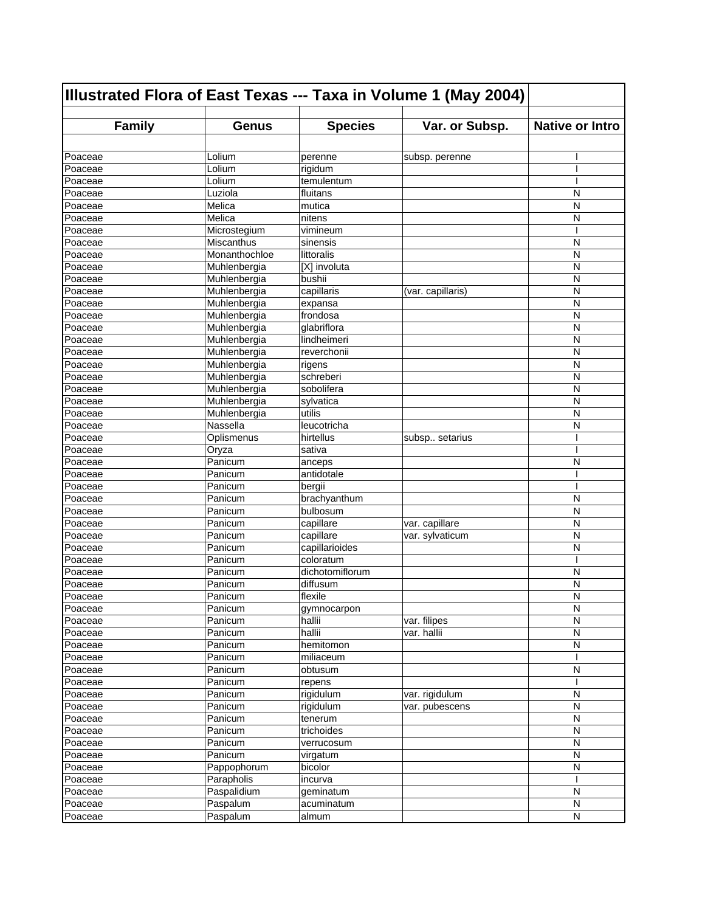# Illustrated Flora of East Texas --- Taxa in Volume 1 (May 2004)

| Family | Genus | Species | Var. or Subsp. | Native or Intro |
|---|---|---|---|---|
| Poaceae | Lolium | perenne | subsp. perenne | I |
| Poaceae | Lolium | rigidum | | I |
| Poaceae | Lolium | temulentum | | I |
| Poaceae | Luziola | fluitans | | N |
| Poaceae | Melica | mutica | | N |
| Poaceae | Melica | nitens | | N |
| Poaceae | Microstegium | vimineum | | I |
| Poaceae | Miscanthus | sinensis | | N |
| Poaceae | Monanthochloe | littoralis | | N |
| Poaceae | Muhlenbergia | [X] involuta | | N |
| Poaceae | Muhlenbergia | bushii | | N |
| Poaceae | Muhlenbergia | capillaris | (var. capillaris) | N |
| Poaceae | Muhlenbergia | expansa | | N |
| Poaceae | Muhlenbergia | frondosa | | N |
| Poaceae | Muhlenbergia | glabriflora | | N |
| Poaceae | Muhlenbergia | lindheimeri | | N |
| Poaceae | Muhlenbergia | reverchonii | | N |
| Poaceae | Muhlenbergia | rigens | | N |
| Poaceae | Muhlenbergia | schreberi | | N |
| Poaceae | Muhlenbergia | sobolifera | | N |
| Poaceae | Muhlenbergia | sylvatica | | N |
| Poaceae | Muhlenbergia | utilis | | N |
| Poaceae | Nassella | leucotricha | | N |
| Poaceae | Oplismenus | hirtellus | subsp.. setarius | I |
| Poaceae | Oryza | sativa | | I |
| Poaceae | Panicum | anceps | | N |
| Poaceae | Panicum | antidotale | | I |
| Poaceae | Panicum | bergii | | I |
| Poaceae | Panicum | brachyanthum | | N |
| Poaceae | Panicum | bulbosum | | N |
| Poaceae | Panicum | capillare | var. capillare | N |
| Poaceae | Panicum | capillare | var. sylvaticum | N |
| Poaceae | Panicum | capillarioides | | N |
| Poaceae | Panicum | coloratum | | I |
| Poaceae | Panicum | dichotomiflorum | | N |
| Poaceae | Panicum | diffusum | | N |
| Poaceae | Panicum | flexile | | N |
| Poaceae | Panicum | gymnocarpon | | N |
| Poaceae | Panicum | hallii | var. filipes | N |
| Poaceae | Panicum | hallii | var. hallii | N |
| Poaceae | Panicum | hemitomon | | N |
| Poaceae | Panicum | miliaceum | | I |
| Poaceae | Panicum | obtusum | | N |
| Poaceae | Panicum | repens | | I |
| Poaceae | Panicum | rigidulum | var. rigidulum | N |
| Poaceae | Panicum | rigidulum | var. pubescens | N |
| Poaceae | Panicum | tenerum | | N |
| Poaceae | Panicum | trichoides | | N |
| Poaceae | Panicum | verrucosum | | N |
| Poaceae | Panicum | virgatum | | N |
| Poaceae | Pappophorum | bicolor | | N |
| Poaceae | Parapholis | incurva | | I |
| Poaceae | Paspalidium | geminatum | | N |
| Poaceae | Paspalum | acuminatum | | N |
| Poaceae | Paspalum | almum | | N |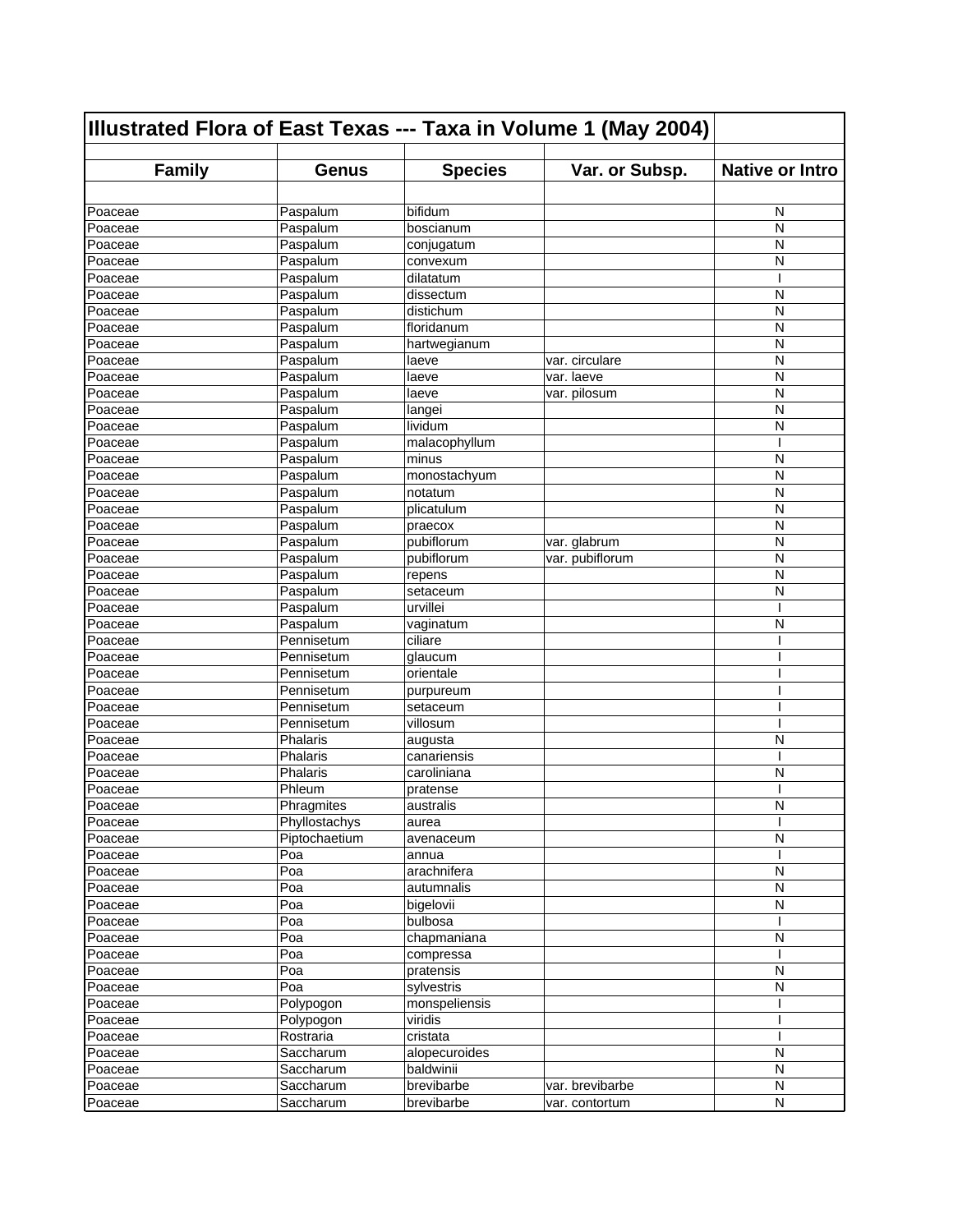| Illustrated Flora of East Texas --- Taxa in Volume 1 (May 2004) | | | | |
|---|---|---|---|---|
| **Family** | **Genus** | **Species** | **Var. or Subsp.** | **Native or Intro** |
| | | | | |
| Poaceae | Paspalum | bifidum | | N |
| Poaceae | Paspalum | boscianum | | N |
| Poaceae | Paspalum | conjugatum | | N |
| Poaceae | Paspalum | convexum | | N |
| Poaceae | Paspalum | dilatatum | | I |
| Poaceae | Paspalum | dissectum | | N |
| Poaceae | Paspalum | distichum | | N |
| Poaceae | Paspalum | floridanum | | N |
| Poaceae | Paspalum | hartwegianum | | N |
| Poaceae | Paspalum | laeve | var. circulare | N |
| Poaceae | Paspalum | laeve | var. laeve | N |
| Poaceae | Paspalum | laeve | var. pilosum | N |
| Poaceae | Paspalum | langei | | N |
| Poaceae | Paspalum | lividum | | N |
| Poaceae | Paspalum | malacophyllum | | I |
| Poaceae | Paspalum | minus | | N |
| Poaceae | Paspalum | monostachyum | | N |
| Poaceae | Paspalum | notatum | | N |
| Poaceae | Paspalum | plicatulum | | N |
| Poaceae | Paspalum | praecox | | N |
| Poaceae | Paspalum | pubiflorum | var. glabrum | N |
| Poaceae | Paspalum | pubiflorum | var. pubiflorum | N |
| Poaceae | Paspalum | repens | | N |
| Poaceae | Paspalum | setaceum | | N |
| Poaceae | Paspalum | urvillei | | I |
| Poaceae | Paspalum | vaginatum | | N |
| Poaceae | Pennisetum | ciliare | | I |
| Poaceae | Pennisetum | glaucum | | I |
| Poaceae | Pennisetum | orientale | | I |
| Poaceae | Pennisetum | purpureum | | I |
| Poaceae | Pennisetum | setaceum | | I |
| Poaceae | Pennisetum | villosum | | I |
| Poaceae | Phalaris | augusta | | N |
| Poaceae | Phalaris | canariensis | | I |
| Poaceae | Phalaris | caroliniana | | N |
| Poaceae | Phleum | pratense | | I |
| Poaceae | Phragmites | australis | | N |
| Poaceae | Phyllostachys | aurea | | I |
| Poaceae | Piptochaetium | avenaceum | | N |
| Poaceae | Poa | annua | | I |
| Poaceae | Poa | arachnifera | | N |
| Poaceae | Poa | autumnalis | | N |
| Poaceae | Poa | bigelovii | | N |
| Poaceae | Poa | bulbosa | | I |
| Poaceae | Poa | chapmaniana | | N |
| Poaceae | Poa | compressa | | I |
| Poaceae | Poa | pratensis | | N |
| Poaceae | Poa | sylvestris | | N |
| Poaceae | Polypogon | monspeliensis | | I |
| Poaceae | Polypogon | viridis | | I |
| Poaceae | Rostraria | cristata | | I |
| Poaceae | Saccharum | alopecuroides | | N |
| Poaceae | Saccharum | baldwinii | | N |
| Poaceae | Saccharum | brevibarbe | var. brevibarbe | N |
| Poaceae | Saccharum | brevibarbe | var. contortum | N |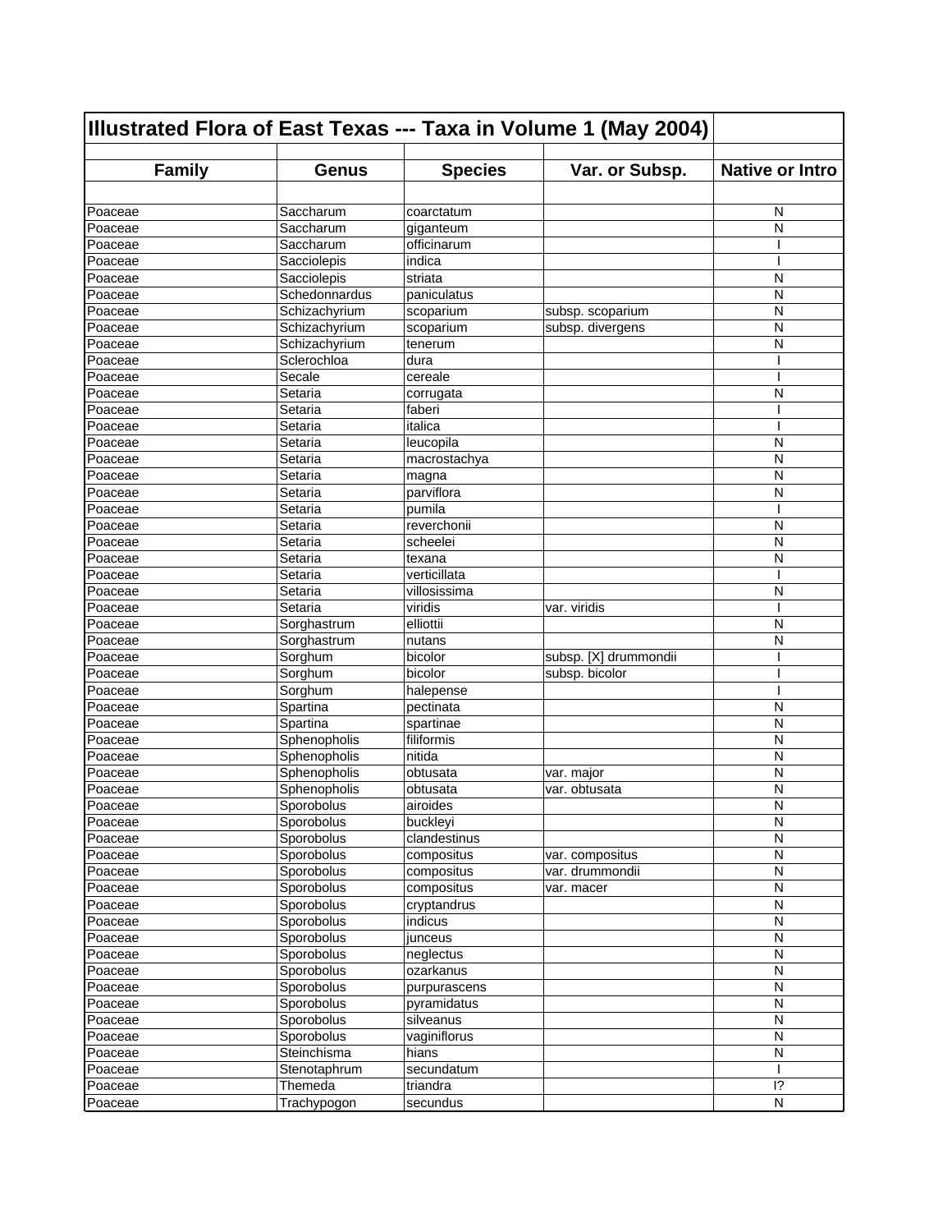| Illustrated Flora of East Texas --- Taxa in Volume 1 (May 2004) | | | | |
|---|---|---|---|---|
| **Family** | **Genus** | **Species** | **Var. or Subsp.** | **Native or Intro** |
| | | | | |
| Poaceae | Saccharum | coarctatum | | N |
| Poaceae | Saccharum | giganteum | | N |
| Poaceae | Saccharum | officinarum | | I |
| Poaceae | Sacciolepis | indica | | I |
| Poaceae | Sacciolepis | striata | | N |
| Poaceae | Schedonnardus | paniculatus | | N |
| Poaceae | Schizachyrium | scoparium | subsp. scoparium | N |
| Poaceae | Schizachyrium | scoparium | subsp. divergens | N |
| Poaceae | Schizachyrium | tenerum | | N |
| Poaceae | Sclerochloa | dura | | I |
| Poaceae | Secale | cereale | | I |
| Poaceae | Setaria | corrugata | | N |
| Poaceae | Setaria | faberi | | I |
| Poaceae | Setaria | italica | | I |
| Poaceae | Setaria | leucopila | | N |
| Poaceae | Setaria | macrostachya | | N |
| Poaceae | Setaria | magna | | N |
| Poaceae | Setaria | parviflora | | N |
| Poaceae | Setaria | pumila | | I |
| Poaceae | Setaria | reverchonii | | N |
| Poaceae | Setaria | scheelei | | N |
| Poaceae | Setaria | texana | | N |
| Poaceae | Setaria | verticillata | | I |
| Poaceae | Setaria | villosissima | | N |
| Poaceae | Setaria | viridis | var. viridis | I |
| Poaceae | Sorghastrum | elliottii | | N |
| Poaceae | Sorghastrum | nutans | | N |
| Poaceae | Sorghum | bicolor | subsp. [X] drummondii | I |
| Poaceae | Sorghum | bicolor | subsp. bicolor | I |
| Poaceae | Sorghum | halepense | | I |
| Poaceae | Spartina | pectinata | | N |
| Poaceae | Spartina | spartinae | | N |
| Poaceae | Sphenopholis | filiformis | | N |
| Poaceae | Sphenopholis | nitida | | N |
| Poaceae | Sphenopholis | obtusata | var. major | N |
| Poaceae | Sphenopholis | obtusata | var. obtusata | N |
| Poaceae | Sporobolus | airoides | | N |
| Poaceae | Sporobolus | buckleyi | | N |
| Poaceae | Sporobolus | clandestinus | | N |
| Poaceae | Sporobolus | compositus | var. compositus | N |
| Poaceae | Sporobolus | compositus | var. drummondii | N |
| Poaceae | Sporobolus | compositus | var. macer | N |
| Poaceae | Sporobolus | cryptandrus | | N |
| Poaceae | Sporobolus | indicus | | N |
| Poaceae | Sporobolus | junceus | | N |
| Poaceae | Sporobolus | neglectus | | N |
| Poaceae | Sporobolus | ozarkanus | | N |
| Poaceae | Sporobolus | purpurascens | | N |
| Poaceae | Sporobolus | pyramidatus | | N |
| Poaceae | Sporobolus | silveanus | | N |
| Poaceae | Sporobolus | vaginiflorus | | N |
| Poaceae | Steinchisma | hians | | N |
| Poaceae | Stenotaphrum | secundatum | | I |
| Poaceae | Themeda | triandra | | I? |
| Poaceae | Trachypogon | secundus | | N |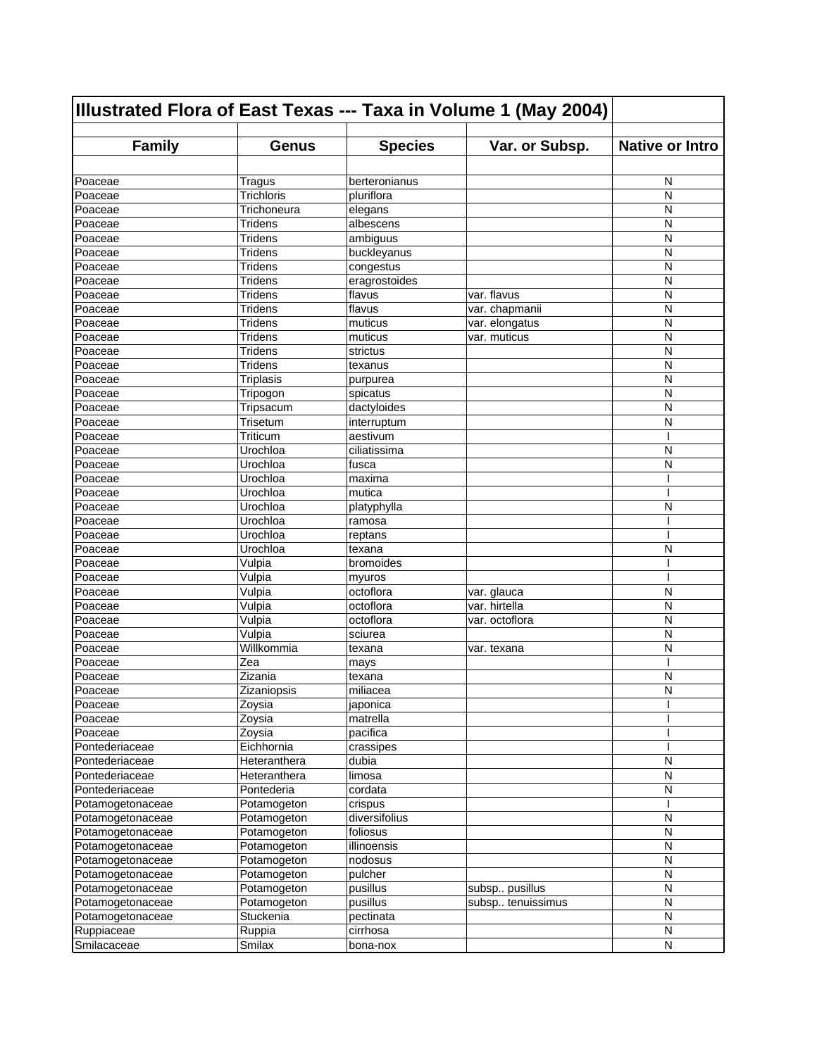| Illustrated Flora of East Texas --- Taxa in Volume 1 (May 2004) | | | | |
|---|---|---|---|---|
| **Family** | **Genus** | **Species** | **Var. or Subsp.** | **Native or Intro** |
| | | | | |
| Poaceae | Tragus | berteronianus | | N |
| Poaceae | Trichloris | pluriflora | | N |
| Poaceae | Trichoneura | elegans | | N |
| Poaceae | Tridens | albescens | | N |
| Poaceae | Tridens | ambiguus | | N |
| Poaceae | Tridens | buckleyanus | | N |
| Poaceae | Tridens | congestus | | N |
| Poaceae | Tridens | eragrostoides | | N |
| Poaceae | Tridens | flavus | var. flavus | N |
| Poaceae | Tridens | flavus | var. chapmanii | N |
| Poaceae | Tridens | muticus | var. elongatus | N |
| Poaceae | Tridens | muticus | var. muticus | N |
| Poaceae | Tridens | strictus | | N |
| Poaceae | Tridens | texanus | | N |
| Poaceae | Triplasis | purpurea | | N |
| Poaceae | Tripogon | spicatus | | N |
| Poaceae | Tripsacum | dactyloides | | N |
| Poaceae | Trisetum | interruptum | | N |
| Poaceae | Triticum | aestivum | | I |
| Poaceae | Urochloa | ciliatissima | | N |
| Poaceae | Urochloa | fusca | | N |
| Poaceae | Urochloa | maxima | | I |
| Poaceae | Urochloa | mutica | | I |
| Poaceae | Urochloa | platyphylla | | N |
| Poaceae | Urochloa | ramosa | | I |
| Poaceae | Urochloa | reptans | | I |
| Poaceae | Urochloa | texana | | N |
| Poaceae | Vulpia | bromoides | | I |
| Poaceae | Vulpia | myuros | | I |
| Poaceae | Vulpia | octoflora | var. glauca | N |
| Poaceae | Vulpia | octoflora | var. hirtella | N |
| Poaceae | Vulpia | octoflora | var. octoflora | N |
| Poaceae | Vulpia | sciurea | | N |
| Poaceae | Willkommia | texana | var. texana | N |
| Poaceae | Zea | mays | | I |
| Poaceae | Zizania | texana | | N |
| Poaceae | Zizaniopsis | miliacea | | N |
| Poaceae | Zoysia | japonica | | I |
| Poaceae | Zoysia | matrella | | I |
| Poaceae | Zoysia | pacifica | | I |
| Pontederiaceae | Eichhornia | crassipes | | I |
| Pontederiaceae | Heteranthera | dubia | | N |
| Pontederiaceae | Heteranthera | limosa | | N |
| Pontederiaceae | Pontederia | cordata | | N |
| Potamogetonaceae | Potamogeton | crispus | | I |
| Potamogetonaceae | Potamogeton | diversifolius | | N |
| Potamogetonaceae | Potamogeton | foliosus | | N |
| Potamogetonaceae | Potamogeton | illinoensis | | N |
| Potamogetonaceae | Potamogeton | nodosus | | N |
| Potamogetonaceae | Potamogeton | pulcher | | N |
| Potamogetonaceae | Potamogeton | pusillus | subsp.. pusillus | N |
| Potamogetonaceae | Potamogeton | pusillus | subsp.. tenuissimus | N |
| Potamogetonaceae | Stuckenia | pectinata | | N |
| Ruppiaceae | Ruppia | cirrhosa | | N |
| Smilacaceae | Smilax | bona-nox | | N |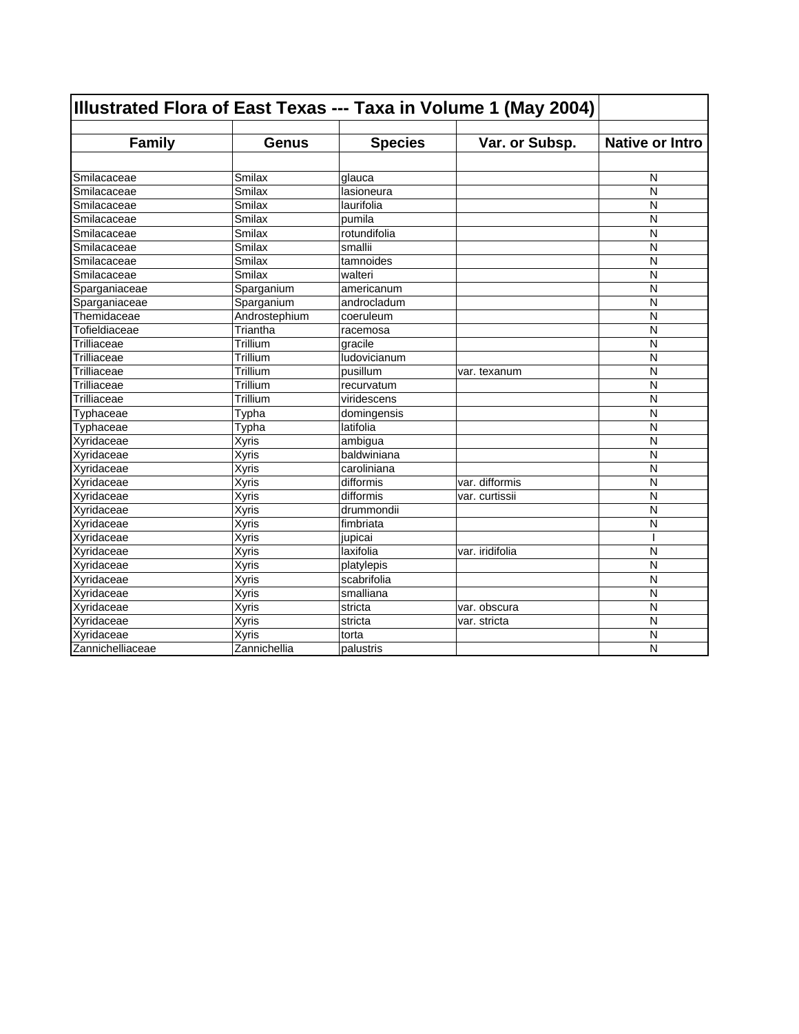# Illustrated Flora of East Texas --- Taxa in Volume 1 (May 2004)

| Family | Genus | Species | Var. or Subsp. | Native or Intro |
|---|---|---|---|---|
| Smilacaceae | Smilax | glauca | | N |
| Smilacaceae | Smilax | lasioneura | | N |
| Smilacaceae | Smilax | laurifolia | | N |
| Smilacaceae | Smilax | pumila | | N |
| Smilacaceae | Smilax | rotundifolia | | N |
| Smilacaceae | Smilax | smallii | | N |
| Smilacaceae | Smilax | tamnoides | | N |
| Smilacaceae | Smilax | walteri | | N |
| Sparganiaceae | Sparganium | americanum | | N |
| Sparganiaceae | Sparganium | androcladum | | N |
| Themidaceae | Androstephium | coeruleum | | N |
| Tofieldiaceae | Triantha | racemosa | | N |
| Trilliaceae | Trillium | gracile | | N |
| Trilliaceae | Trillium | ludovicianum | | N |
| Trilliaceae | Trillium | pusillum | var. texanum | N |
| Trilliaceae | Trillium | recurvatum | | N |
| Trilliaceae | Trillium | viridescens | | N |
| Typhaceae | Typha | domingensis | | N |
| Typhaceae | Typha | latifolia | | N |
| Xyridaceae | Xyris | ambigua | | N |
| Xyridaceae | Xyris | baldwiniana | | N |
| Xyridaceae | Xyris | caroliniana | | N |
| Xyridaceae | Xyris | difformis | var. difformis | N |
| Xyridaceae | Xyris | difformis | var. curtissii | N |
| Xyridaceae | Xyris | drummondii | | N |
| Xyridaceae | Xyris | fimbriata | | N |
| Xyridaceae | Xyris | jupicai | | I |
| Xyridaceae | Xyris | laxifolia | var. iridifolia | N |
| Xyridaceae | Xyris | platylepis | | N |
| Xyridaceae | Xyris | scabrifolia | | N |
| Xyridaceae | Xyris | smalliana | | N |
| Xyridaceae | Xyris | stricta | var. obscura | N |
| Xyridaceae | Xyris | stricta | var. stricta | N |
| Xyridaceae | Xyris | torta | | N |
| Zannichelliaceae | Zannichellia | palustris | | N |